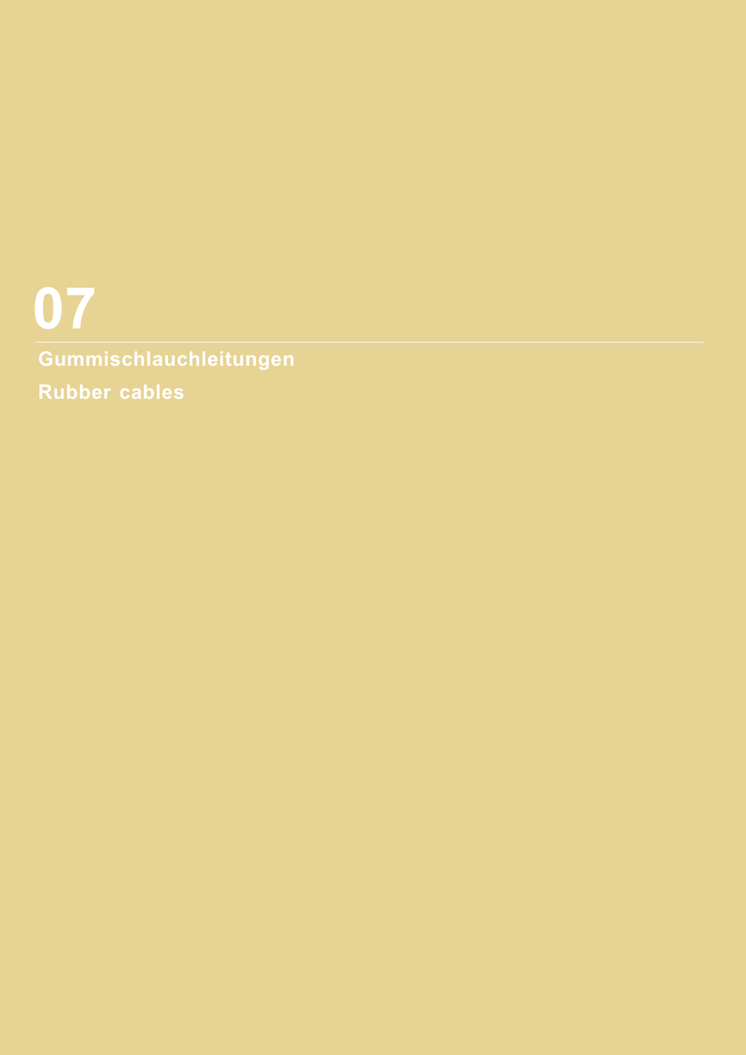# 07

## Gummischlauchleitungen

## Rubber cables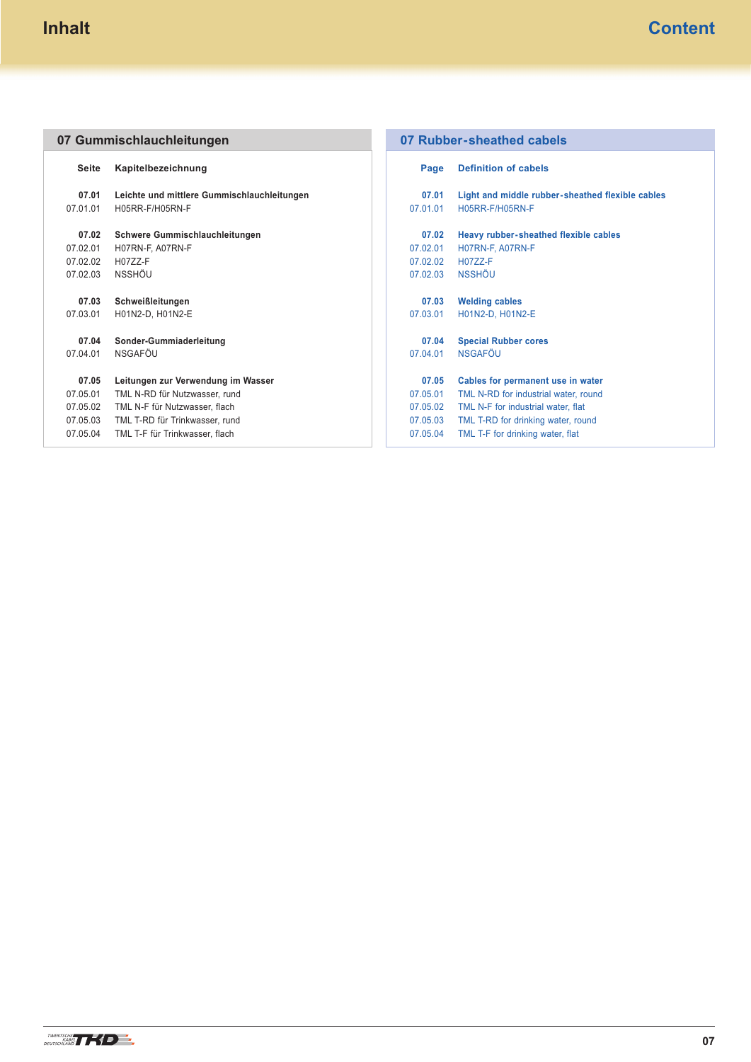# Inhalt

# Content

## 07 Gummischlauchleitungen

| Seite | Kapitelbezeichnung |
|---|---|
| **07.01** | **Leichte und mittlere Gummischlauchleitungen** |
| 07.01.01 | H05RR-F/H05RN-F |
| **07.02** | **Schwere Gummischlauchleitungen** |
| 07.02.01 | H07RN-F, A07RN-F |
| 07.02.02 | H07ZZ-F |
| 07.02.03 | NSSHÖU |
| **07.03** | **Schweißleitungen** |
| 07.03.01 | H01N2-D, H01N2-E |
| **07.04** | **Sonder-Gummiaderleitung** |
| 07.04.01 | NSGAFÖU |
| **07.05** | **Leitungen zur Verwendung im Wasser** |
| 07.05.01 | TML N-RD für Nutzwasser, rund |
| 07.05.02 | TML N-F für Nutzwasser, flach |
| 07.05.03 | TML T-RD für Trinkwasser, rund |
| 07.05.04 | TML T-F für Trinkwasser, flach |

## 07 Rubber-sheathed cabels

| Page | Definition of cabels |
|---|---|
| **07.01** | **Light and middle rubber-sheathed flexible cables** |
| 07.01.01 | H05RR-F/H05RN-F |
| **07.02** | **Heavy rubber-sheathed flexible cables** |
| 07.02.01 | H07RN-F, A07RN-F |
| 07.02.02 | H07ZZ-F |
| 07.02.03 | NSSHÖU |
| **07.03** | **Welding cables** |
| 07.03.01 | H01N2-D, H01N2-E |
| **07.04** | **Special Rubber cores** |
| 07.04.01 | NSGAFÖU |
| **07.05** | **Cables for permanent use in water** |
| 07.05.01 | TML N-RD for industrial water, round |
| 07.05.02 | TML N-F for industrial water, flat |
| 07.05.03 | TML T-RD for drinking water, round |
| 07.05.04 | TML T-F for drinking water, flat |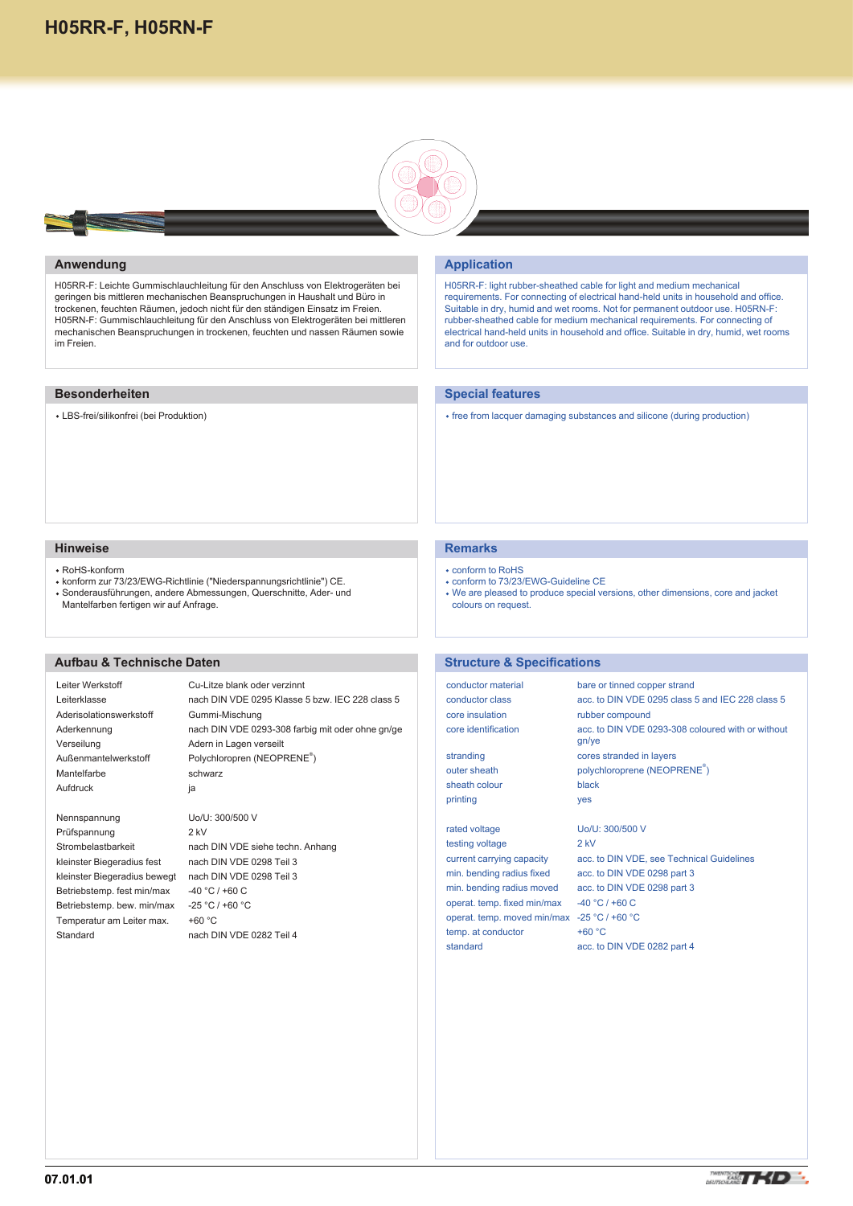# H05RR-F, H05RN-F

## Anwendung

H05RR-F: Leichte Gummischlauchleitung für den Anschluss von Elektrogeräten bei geringen bis mittleren mechanischen Beanspruchungen in Haushalt und Büro in trockenen, feuchten Räumen, jedoch nicht für den ständigen Einsatz im Freien. H05RN-F: Gummischlauchleitung für den Anschluss von Elektrogeräten bei mittleren mechanischen Beanspruchungen in trockenen, feuchten und nassen Räumen sowie im Freien.

## Application

H05RR-F: light rubber-sheathed cable for light and medium mechanical requirements. For connecting of electrical hand-held units in household and office. Suitable in dry, humid and wet rooms. Not for permanent outdoor use. H05RN-F: rubber-sheathed cable for medium mechanical requirements. For connecting of electrical hand-held units in household and office. Suitable in dry, humid, wet rooms and for outdoor use.

## Besonderheiten

- LBS-frei/silikonfrei (bei Produktion)

## Special features

- free from lacquer damaging substances and silicone (during production)

## Hinweise

- RoHS-konform
- konform zur 73/23/EWG-Richtlinie ("Niederspannungsrichtlinie") CE.
- Sonderausführungen, andere Abmessungen, Querschnitte, Ader- und Mantelfarben fertigen wir auf Anfrage.

## Remarks

- conform to RoHS
- conform to 73/23/EWG-Guideline CE
- We are pleased to produce special versions, other dimensions, core and jacket colours on request.

## Aufbau & Technische Daten

| | |
|---|---|
| Leiter Werkstoff | Cu-Litze blank oder verzinnt |
| Leiterklasse | nach DIN VDE 0295 Klasse 5 bzw. IEC 228 class 5 |
| Aderisolationswerkstoff | Gummi-Mischung |
| Aderkennung | nach DIN VDE 0293-308 farbig mit oder ohne gn/ge |
| Verseilung | Adern in Lagen verseilt |
| Außenmantelwerkstoff | Polychloropren (NEOPRENE®) |
| Mantelfarbe | schwarz |
| Aufdruck | ja |
| Nennspannung | Uo/U: 300/500 V |
| Prüfspannung | 2 kV |
| Strombelastbarkeit | nach DIN VDE siehe techn. Anhang |
| kleinster Biegeradius fest | nach DIN VDE 0298 Teil 3 |
| kleinster Biegeradius bewegt | nach DIN VDE 0298 Teil 3 |
| Betriebstemp. fest min/max | -40 °C / +60 C |
| Betriebstemp. bew. min/max | -25 °C / +60 °C |
| Temperatur am Leiter max. | +60 °C |
| Standard | nach DIN VDE 0282 Teil 4 |

## Structure & Specifications

| | |
|---|---|
| conductor material | bare or tinned copper strand |
| conductor class | acc. to DIN VDE 0295 class 5 and IEC 228 class 5 |
| core insulation | rubber compound |
| core identification | acc. to DIN VDE 0293-308 coloured with or without gn/ye |
| stranding | cores stranded in layers |
| outer sheath | polychloroprene (NEOPRENE®) |
| sheath colour | black |
| printing | yes |
| rated voltage | Uo/U: 300/500 V |
| testing voltage | 2 kV |
| current carrying capacity | acc. to DIN VDE, see Technical Guidelines |
| min. bending radius fixed | acc. to DIN VDE 0298 part 3 |
| min. bending radius moved | acc. to DIN VDE 0298 part 3 |
| operat. temp. fixed min/max | -40 °C / +60 C |
| operat. temp. moved min/max | -25 °C / +60 °C |
| temp. at conductor | +60 °C |
| standard | acc. to DIN VDE 0282 part 4 |

07.01.01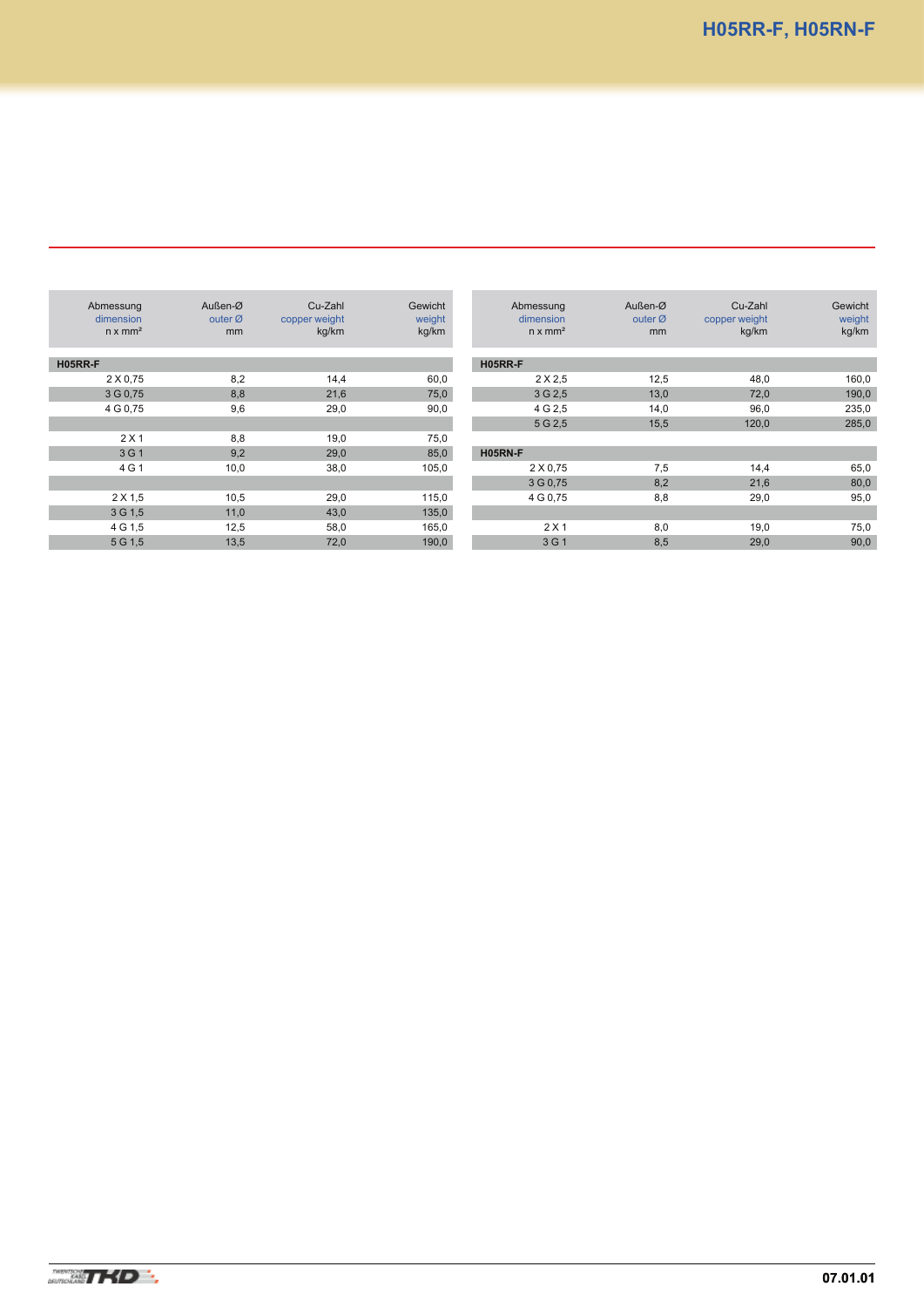| Abmessung<br>dimension<br>n x mm² | Außen-Ø<br>outer Ø<br>mm | Cu-Zahl<br>copper weight<br>kg/km | Gewicht<br>weight<br>kg/km |
|---|---|---|---|
| **H05RR-F** | | | |
| 2 X 0,75 | 8,2 | 14,4 | 60,0 |
| 3 G 0,75 | 8,8 | 21,6 | 75,0 |
| 4 G 0,75 | 9,6 | 29,0 | 90,0 |
| | | | |
| 2 X 1 | 8,8 | 19,0 | 75,0 |
| 3 G 1 | 9,2 | 29,0 | 85,0 |
| 4 G 1 | 10,0 | 38,0 | 105,0 |
| | | | |
| 2 X 1,5 | 10,5 | 29,0 | 115,0 |
| 3 G 1,5 | 11,0 | 43,0 | 135,0 |
| 4 G 1,5 | 12,5 | 58,0 | 165,0 |
| 5 G 1,5 | 13,5 | 72,0 | 190,0 |

| Abmessung<br>dimension<br>n x mm² | Außen-Ø<br>outer Ø<br>mm | Cu-Zahl<br>copper weight<br>kg/km | Gewicht<br>weight<br>kg/km |
|---|---|---|---|
| **H05RR-F** | | | |
| 2 X 2,5 | 12,5 | 48,0 | 160,0 |
| 3 G 2,5 | 13,0 | 72,0 | 190,0 |
| 4 G 2,5 | 14,0 | 96,0 | 235,0 |
| 5 G 2,5 | 15,5 | 120,0 | 285,0 |
| **H05RN-F** | | | |
| 2 X 0,75 | 7,5 | 14,4 | 65,0 |
| 3 G 0,75 | 8,2 | 21,6 | 80,0 |
| 4 G 0,75 | 8,8 | 29,0 | 95,0 |
| | | | |
| 2 X 1 | 8,0 | 19,0 | 75,0 |
| 3 G 1 | 8,5 | 29,0 | 90,0 |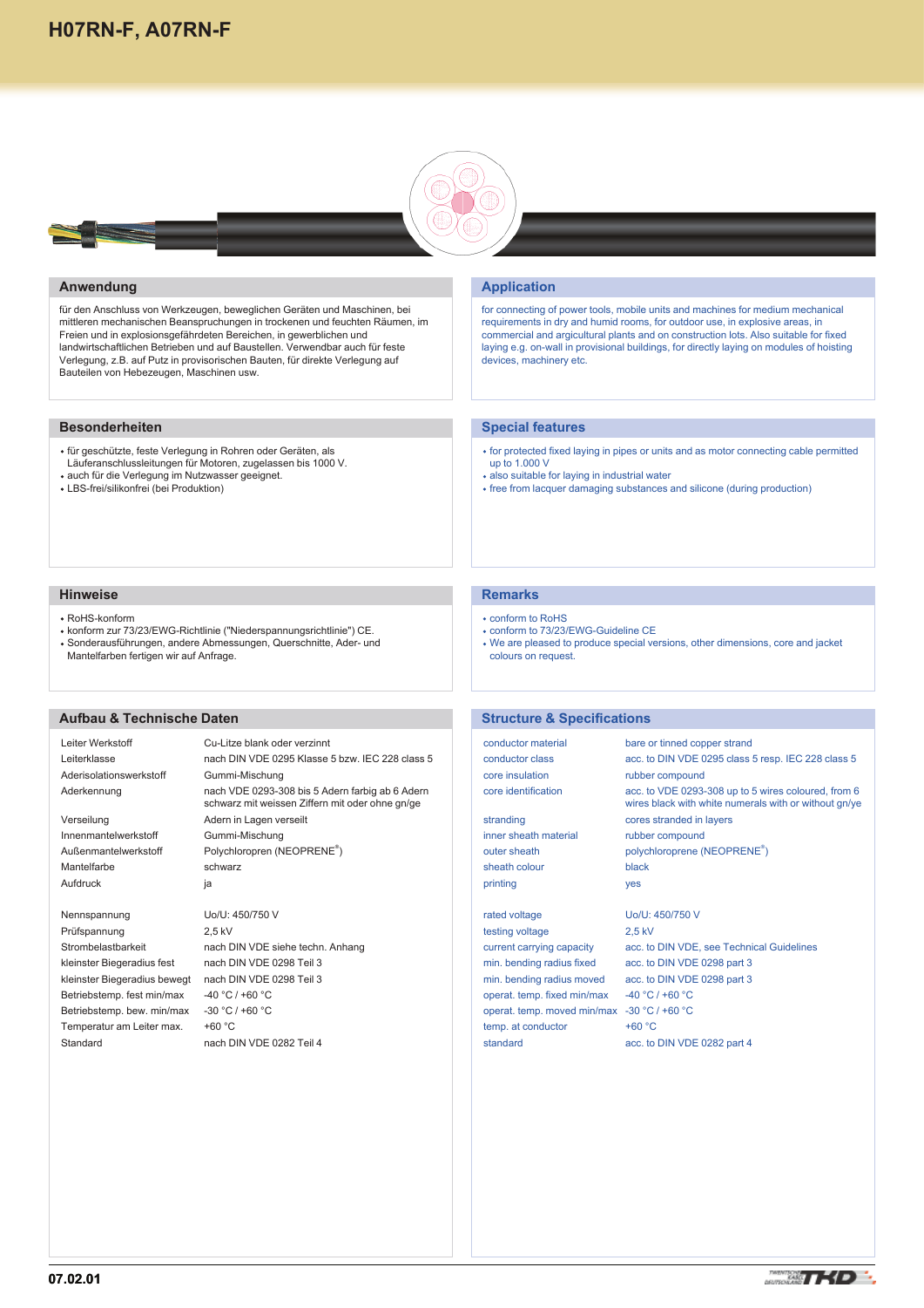# H07RN-F, A07RN-F

## Anwendung

für den Anschluss von Werkzeugen, beweglichen Geräten und Maschinen, bei mittleren mechanischen Beanspruchungen in trockenen und feuchten Räumen, im Freien und in explosionsgefährdeten Bereichen, in gewerblichen und landwirtschaftlichen Betrieben und auf Baustellen. Verwendbar auch für feste Verlegung, z.B. auf Putz in provisorischen Bauten, für direkte Verlegung auf Bauteilen von Hebezeugen, Maschinen usw.

## Application

for connecting of power tools, mobile units and machines for medium mechanical requirements in dry and humid rooms, for outdoor use, in explosive areas, in commercial and argicultural plants and on construction lots. Also suitable for fixed laying e.g. on-wall in provisional buildings, for directly laying on modules of hoisting devices, machinery etc.

## Besonderheiten

- für geschützte, feste Verlegung in Rohren oder Geräten, als Läuferanschlussleitungen für Motoren, zugelassen bis 1000 V.
- auch für die Verlegung im Nutzwasser geeignet.
- LBS-frei/silikonfrei (bei Produktion)

## Special features

- for protected fixed laying in pipes or units and as motor connecting cable permitted up to 1.000 V
- also suitable for laying in industrial water
- free from lacquer damaging substances and silicone (during production)

## Hinweise

- RoHS-konform
- konform zur 73/23/EWG-Richtlinie ("Niederspannungsrichtlinie") CE.
- Sonderausführungen, andere Abmessungen, Querschnitte, Ader- und Mantelfarben fertigen wir auf Anfrage.

## Remarks

- conform to RoHS
- conform to 73/23/EWG-Guideline CE
- We are pleased to produce special versions, other dimensions, core and jacket colours on request.

## Aufbau & Technische Daten

| | |
|---|---|
| Leiter Werkstoff | Cu-Litze blank oder verzinnt |
| Leiterklasse | nach DIN VDE 0295 Klasse 5 bzw. IEC 228 class 5 |
| Aderisolationswerkstoff | Gummi-Mischung |
| Aderkennung | nach VDE 0293-308 bis 5 Adern farbig ab 6 Adern schwarz mit weissen Ziffern mit oder ohne gn/ge |
| Verseilung | Adern in Lagen verseilt |
| Innenmantelwerkstoff | Gummi-Mischung |
| Außenmantelwerkstoff | Polychloropren (NEOPRENE®) |
| Mantelfarbe | schwarz |
| Aufdruck | ja |
| Nennspannung | Uo/U: 450/750 V |
| Prüfspannung | 2,5 kV |
| Strombelastbarkeit | nach DIN VDE siehe techn. Anhang |
| kleinster Biegeradius fest | nach DIN VDE 0298 Teil 3 |
| kleinster Biegeradius bewegt | nach DIN VDE 0298 Teil 3 |
| Betriebstemp. fest min/max | -40 °C / +60 °C |
| Betriebstemp. bew. min/max | -30 °C / +60 °C |
| Temperatur am Leiter max. | +60 °C |
| Standard | nach DIN VDE 0282 Teil 4 |

## Structure & Specifications

| | |
|---|---|
| conductor material | bare or tinned copper strand |
| conductor class | acc. to DIN VDE 0295 class 5 resp. IEC 228 class 5 |
| core insulation | rubber compound |
| core identification | acc. to VDE 0293-308 up to 5 wires coloured, from 6 wires black with white numerals with or without gn/ye |
| stranding | cores stranded in layers |
| inner sheath material | rubber compound |
| outer sheath | polychloroprene (NEOPRENE®) |
| sheath colour | black |
| printing | yes |
| rated voltage | Uo/U: 450/750 V |
| testing voltage | 2,5 kV |
| current carrying capacity | acc. to DIN VDE, see Technical Guidelines |
| min. bending radius fixed | acc. to DIN VDE 0298 part 3 |
| min. bending radius moved | acc. to DIN VDE 0298 part 3 |
| operat. temp. fixed min/max | -40 °C / +60 °C |
| operat. temp. moved min/max | -30 °C / +60 °C |
| temp. at conductor | +60 °C |
| standard | acc. to DIN VDE 0282 part 4 |

07.02.01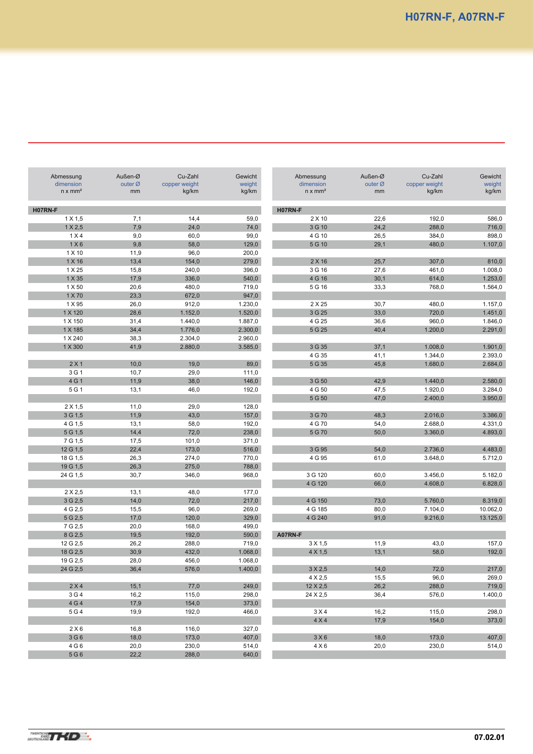# H07RN-F, A07RN-F

| Abmessung dimension n x mm² | Außen-Ø outer Ø mm | Cu-Zahl copper weight kg/km | Gewicht weight kg/km |
|---|---|---|---|
| **H07RN-F** | | | |
| 1 X 1,5 | 7,1 | 14,4 | 59,0 |
| 1 X 2,5 | 7,9 | 24,0 | 74,0 |
| 1 X 4 | 9,0 | 60,0 | 99,0 |
| 1 X 6 | 9,8 | 58,0 | 129,0 |
| 1 X 10 | 11,9 | 96,0 | 200,0 |
| 1 X 16 | 13,4 | 154,0 | 279,0 |
| 1 X 25 | 15,8 | 240,0 | 396,0 |
| 1 X 35 | 17,9 | 336,0 | 540,0 |
| 1 X 50 | 20,6 | 480,0 | 719,0 |
| 1 X 70 | 23,3 | 672,0 | 947,0 |
| 1 X 95 | 26,0 | 912,0 | 1.230,0 |
| 1 X 120 | 28,6 | 1.152,0 | 1.520,0 |
| 1 X 150 | 31,4 | 1.440,0 | 1.887,0 |
| 1 X 185 | 34,4 | 1.776,0 | 2.300,0 |
| 1 X 240 | 38,3 | 2.304,0 | 2.960,0 |
| 1 X 300 | 41,9 | 2.880,0 | 3.585,0 |
| | | | |
| 2 X 1 | 10,0 | 19,0 | 89,0 |
| 3 G 1 | 10,7 | 29,0 | 111,0 |
| 4 G 1 | 11,9 | 38,0 | 146,0 |
| 5 G 1 | 13,1 | 46,0 | 192,0 |
| | | | |
| 2 X 1,5 | 11,0 | 29,0 | 128,0 |
| 3 G 1,5 | 11,9 | 43,0 | 157,0 |
| 4 G 1,5 | 13,1 | 58,0 | 192,0 |
| 5 G 1,5 | 14,4 | 72,0 | 238,0 |
| 7 G 1,5 | 17,5 | 101,0 | 371,0 |
| 12 G 1,5 | 22,4 | 173,0 | 516,0 |
| 18 G 1,5 | 26,3 | 274,0 | 770,0 |
| 19 G 1,5 | 26,3 | 275,0 | 788,0 |
| 24 G 1,5 | 30,7 | 346,0 | 968,0 |
| | | | |
| 2 X 2,5 | 13,1 | 48,0 | 177,0 |
| 3 G 2,5 | 14,0 | 72,0 | 217,0 |
| 4 G 2,5 | 15,5 | 96,0 | 269,0 |
| 5 G 2,5 | 17,0 | 120,0 | 329,0 |
| 7 G 2,5 | 20,0 | 168,0 | 499,0 |
| 8 G 2,5 | 19,5 | 192,0 | 590,0 |
| 12 G 2,5 | 26,2 | 288,0 | 719,0 |
| 18 G 2,5 | 30,9 | 432,0 | 1.068,0 |
| 19 G 2,5 | 28,0 | 456,0 | 1.068,0 |
| 24 G 2,5 | 36,4 | 576,0 | 1.400,0 |
| | | | |
| 2 X 4 | 15,1 | 77,0 | 249,0 |
| 3 G 4 | 16,2 | 115,0 | 298,0 |
| 4 G 4 | 17,9 | 154,0 | 373,0 |
| 5 G 4 | 19,9 | 192,0 | 466,0 |
| | | | |
| 2 X 6 | 16,8 | 116,0 | 327,0 |
| 3 G 6 | 18,0 | 173,0 | 407,0 |
| 4 G 6 | 20,0 | 230,0 | 514,0 |
| 5 G 6 | 22,2 | 288,0 | 640,0 |

| Abmessung dimension n x mm² | Außen-Ø outer Ø mm | Cu-Zahl copper weight kg/km | Gewicht weight kg/km |
|---|---|---|---|
| **H07RN-F** | | | |
| 2 X 10 | 22,6 | 192,0 | 586,0 |
| 3 G 10 | 24,2 | 288,0 | 716,0 |
| 4 G 10 | 26,5 | 384,0 | 898,0 |
| 5 G 10 | 29,1 | 480,0 | 1.107,0 |
| | | | |
| 2 X 16 | 25,7 | 307,0 | 810,0 |
| 3 G 16 | 27,6 | 461,0 | 1.008,0 |
| 4 G 16 | 30,1 | 614,0 | 1.253,0 |
| 5 G 16 | 33,3 | 768,0 | 1.564,0 |
| | | | |
| 2 X 25 | 30,7 | 480,0 | 1.157,0 |
| 3 G 25 | 33,0 | 720,0 | 1.451,0 |
| 4 G 25 | 36,6 | 960,0 | 1.846,0 |
| 5 G 25 | 40,4 | 1.200,0 | 2.291,0 |
| | | | |
| 3 G 35 | 37,1 | 1.008,0 | 1.901,0 |
| 4 G 35 | 41,1 | 1.344,0 | 2.393,0 |
| 5 G 35 | 45,8 | 1.680,0 | 2.684,0 |
| | | | |
| 3 G 50 | 42,9 | 1.440,0 | 2.580,0 |
| 4 G 50 | 47,5 | 1.920,0 | 3.284,0 |
| 5 G 50 | 47,0 | 2.400,0 | 3.950,0 |
| | | | |
| 3 G 70 | 48,3 | 2.016,0 | 3.386,0 |
| 4 G 70 | 54,0 | 2.688,0 | 4.331,0 |
| 5 G 70 | 50,0 | 3.360,0 | 4.893,0 |
| | | | |
| 3 G 95 | 54,0 | 2.736,0 | 4.483,0 |
| 4 G 95 | 61,0 | 3.648,0 | 5.712,0 |
| | | | |
| 3 G 120 | 60,0 | 3.456,0 | 5.182,0 |
| 4 G 120 | 66,0 | 4.608,0 | 6.828,0 |
| | | | |
| 4 G 150 | 73,0 | 5.760,0 | 8.319,0 |
| 4 G 185 | 80,0 | 7.104,0 | 10.062,0 |
| 4 G 240 | 91,0 | 9.216,0 | 13.125,0 |
| **A07RN-F** | | | |
| 3 X 1,5 | 11,9 | 43,0 | 157,0 |
| 4 X 1,5 | 13,1 | 58,0 | 192,0 |
| | | | |
| 3 X 2,5 | 14,0 | 72,0 | 217,0 |
| 4 X 2,5 | 15,5 | 96,0 | 269,0 |
| 12 X 2,5 | 26,2 | 288,0 | 719,0 |
| 24 X 2,5 | 36,4 | 576,0 | 1.400,0 |
| | | | |
| 3 X 4 | 16,2 | 115,0 | 298,0 |
| 4 X 4 | 17,9 | 154,0 | 373,0 |
| | | | |
| 3 X 6 | 18,0 | 173,0 | 407,0 |
| 4 X 6 | 20,0 | 230,0 | 514,0 |

07.02.01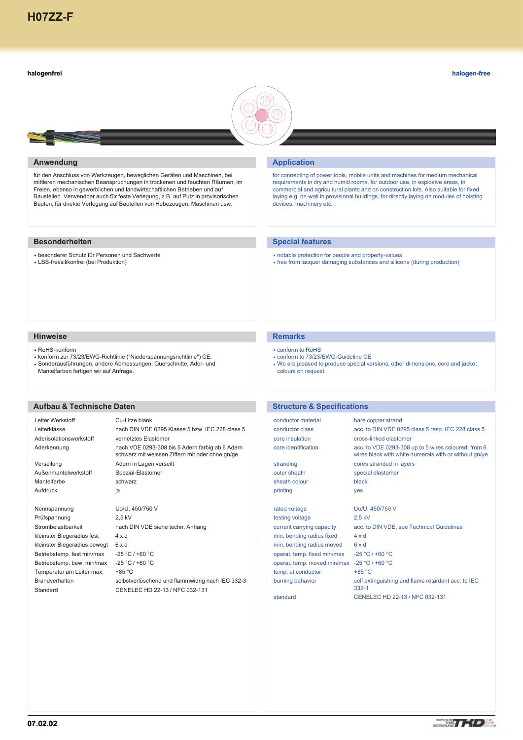# H07ZZ-F

**halogenfrei**

**halogen-free**

## Anwendung

für den Anschluss von Werkzeugen, beweglichen Geräten und Maschinen, bei mittleren mechanischen Beanspruchungen in trockenen und feuchten Räumen, im Freien, ebenso in gewerblichen und landwirtschaftlichen Betrieben und auf Baustellen. Verwendbar auch für feste Verlegung, z.B. auf Putz in provisorischen Bauten, für direkte Verlegung auf Bauteilen von Hebezeugen, Maschinen usw.

## Application

for connecting of power tools, mobile units and machines for medium mechanical requirements in dry and humid rooms, for outdoor use, in explosive areas, in commercial and agricultural plants and on construction lots. Also suitable for fixed laying e.g. on-wall in provisional buildings, for directly laying on modules of hoisting devices, machinery etc. .

## Besonderheiten

- besonderer Schutz für Personen und Sachwerte
- LBS-frei/silikonfrei (bei Produktion)

## Special features

- notable protection for people and property-values
- free from lacquer damaging substances and silicone (during production)

## Hinweise

- RoHS-konform
- konform zur 73/23/EWG-Richtlinie ("Niederspannungsrichtlinie") CE.
- Sonderausführungen, andere Abmessungen, Querschnitte, Ader- und Mantelfarben fertigen wir auf Anfrage.

## Remarks

- conform to RoHS
- conform to 73/23/EWG-Guideline CE
- We are pleased to produce special versions, other dimensions, core and jacket colours on request.

## Aufbau & Technische Daten

| | |
|---|---|
| Leiter Werkstoff | Cu-Litze blank |
| Leiterklasse | nach DIN VDE 0295 Klasse 5 bzw. IEC 228 class 5 |
| Aderisolationswerkstoff | vernetztes Elastomer |
| Aderkennung | nach VDE 0293-308 bis 5 Adern farbig ab 6 Adern schwarz mit weissen Ziffern mit oder ohne gn/ge |
| Verseilung | Adern in Lagen verseilt |
| Außenmantelwerkstoff | Spezial-Elastomer |
| Mantelfarbe | schwarz |
| Aufdruck | ja |
| Nennspannung | Uo/U: 450/750 V |
| Prüfspannung | 2,5 kV |
| Strombelastbarkeit | nach DIN VDE siehe techn. Anhang |
| kleinster Biegeradius fest | 4 x d |
| kleinster Biegeradius bewegt | 6 x d |
| Betriebstemp. fest min/max | -25 °C / +60 °C |
| Betriebstemp. bew. min/max | -25 °C / +60 °C |
| Temperatur am Leiter max. | +85 °C |
| Brandverhalten | selbstverlöschend und flammwidrig nach IEC 332-3 |
| Standard | CENELEC HD 22-13 / NFC 032-131 |

## Structure & Specifications

| | |
|---|---|
| conductor material | bare copper strand |
| conductor class | acc. to DIN VDE 0295 class 5 resp. IEC 228 class 5 |
| core insulation | cross-linked elastomer |
| core identification | acc. to VDE 0293-308 up to 5 wires coloured, from 6 wires black with white numerals with or without gn/ye |
| stranding | cores stranded in layers |
| outer sheath | special elastomer |
| sheath colour | black |
| printing | yes |
| rated voltage | Uo/U: 450/750 V |
| testing voltage | 2,5 kV |
| current carrying capacity | acc. to DIN VDE, see Technical Guidelines |
| min. bending radius fixed | 4 x d |
| min. bending radius moved | 6 x d |
| operat. temp. fixed min/max | -25 °C / +60 °C |
| operat. temp. moved min/max | -25 °C / +60 °C |
| temp. at conductor | +85 °C |
| burning behavior | self extinguishing and flame retardant acc. to IEC 332-1 |
| standard | CENELEC HD 22-13 / NFC 032-131 |

07.02.02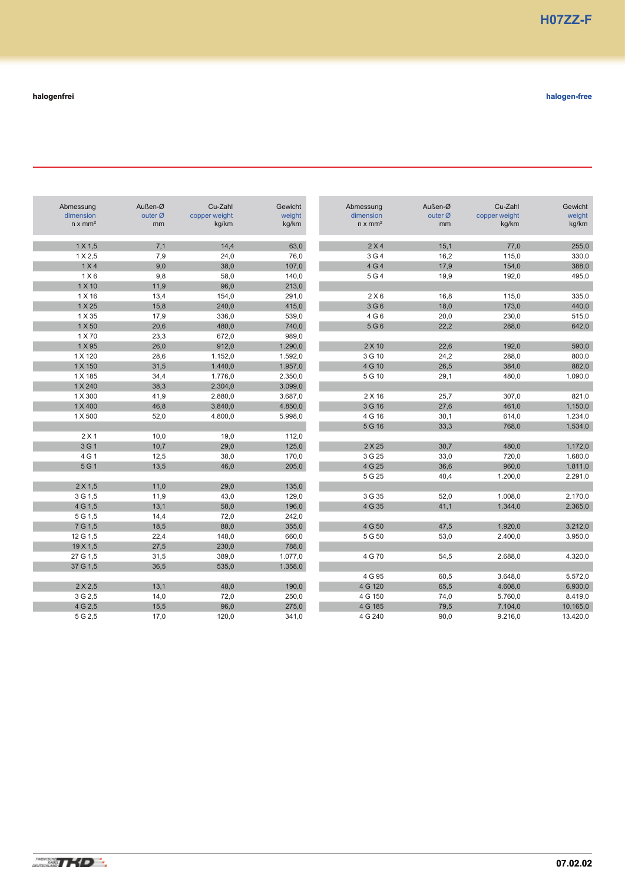# H07ZZ-F

**halogenfrei** | **halogen-free**

| Abmessung dimension n x mm² | Außen-Ø outer Ø mm | Cu-Zahl copper weight kg/km | Gewicht weight kg/km |
|---|---|---|---|
| 1 X 1,5 | 7,1 | 14,4 | 63,0 |
| 1 X 2,5 | 7,9 | 24,0 | 76,0 |
| 1 X 4 | 9,0 | 38,0 | 107,0 |
| 1 X 6 | 9,8 | 58,0 | 140,0 |
| 1 X 10 | 11,9 | 96,0 | 213,0 |
| 1 X 16 | 13,4 | 154,0 | 291,0 |
| 1 X 25 | 15,8 | 240,0 | 415,0 |
| 1 X 35 | 17,9 | 336,0 | 539,0 |
| 1 X 50 | 20,6 | 480,0 | 740,0 |
| 1 X 70 | 23,3 | 672,0 | 989,0 |
| 1 X 95 | 26,0 | 912,0 | 1.290,0 |
| 1 X 120 | 28,6 | 1.152,0 | 1.592,0 |
| 1 X 150 | 31,5 | 1.440,0 | 1.957,0 |
| 1 X 185 | 34,4 | 1.776,0 | 2.350,0 |
| 1 X 240 | 38,3 | 2.304,0 | 3.099,0 |
| 1 X 300 | 41,9 | 2.880,0 | 3.687,0 |
| 1 X 400 | 46,8 | 3.840,0 | 4.850,0 |
| 1 X 500 | 52,0 | 4.800,0 | 5.998,0 |
| | | | |
| 2 X 1 | 10,0 | 19,0 | 112,0 |
| 3 G 1 | 10,7 | 29,0 | 125,0 |
| 4 G 1 | 12,5 | 38,0 | 170,0 |
| 5 G 1 | 13,5 | 46,0 | 205,0 |
| | | | |
| 2 X 1,5 | 11,0 | 29,0 | 135,0 |
| 3 G 1,5 | 11,9 | 43,0 | 129,0 |
| 4 G 1,5 | 13,1 | 58,0 | 196,0 |
| 5 G 1,5 | 14,4 | 72,0 | 242,0 |
| 7 G 1,5 | 18,5 | 88,0 | 355,0 |
| 12 G 1,5 | 22,4 | 148,0 | 660,0 |
| 19 X 1,5 | 27,5 | 230,0 | 788,0 |
| 27 G 1,5 | 31,5 | 389,0 | 1.077,0 |
| 37 G 1,5 | 36,5 | 535,0 | 1.358,0 |
| | | | |
| 2 X 2,5 | 13,1 | 48,0 | 190,0 |
| 3 G 2,5 | 14,0 | 72,0 | 250,0 |
| 4 G 2,5 | 15,5 | 96,0 | 275,0 |
| 5 G 2,5 | 17,0 | 120,0 | 341,0 |

| Abmessung dimension n x mm² | Außen-Ø outer Ø mm | Cu-Zahl copper weight kg/km | Gewicht weight kg/km |
|---|---|---|---|
| 2 X 4 | 15,1 | 77,0 | 255,0 |
| 3 G 4 | 16,2 | 115,0 | 330,0 |
| 4 G 4 | 17,9 | 154,0 | 388,0 |
| 5 G 4 | 19,9 | 192,0 | 495,0 |
| | | | |
| 2 X 6 | 16,8 | 115,0 | 335,0 |
| 3 G 6 | 18,0 | 173,0 | 440,0 |
| 4 G 6 | 20,0 | 230,0 | 515,0 |
| 5 G 6 | 22,2 | 288,0 | 642,0 |
| | | | |
| 2 X 10 | 22,6 | 192,0 | 590,0 |
| 3 G 10 | 24,2 | 288,0 | 800,0 |
| 4 G 10 | 26,5 | 384,0 | 882,0 |
| 5 G 10 | 29,1 | 480,0 | 1.090,0 |
| | | | |
| 2 X 16 | 25,7 | 307,0 | 821,0 |
| 3 G 16 | 27,6 | 461,0 | 1.150,0 |
| 4 G 16 | 30,1 | 614,0 | 1.234,0 |
| 5 G 16 | 33,3 | 768,0 | 1.534,0 |
| | | | |
| 2 X 25 | 30,7 | 480,0 | 1.172,0 |
| 3 G 25 | 33,0 | 720,0 | 1.680,0 |
| 4 G 25 | 36,6 | 960,0 | 1.811,0 |
| 5 G 25 | 40,4 | 1.200,0 | 2.291,0 |
| | | | |
| 3 G 35 | 52,0 | 1.008,0 | 2.170,0 |
| 4 G 35 | 41,1 | 1.344,0 | 2.365,0 |
| | | | |
| 4 G 50 | 47,5 | 1.920,0 | 3.212,0 |
| 5 G 50 | 53,0 | 2.400,0 | 3.950,0 |
| | | | |
| 4 G 70 | 54,5 | 2.688,0 | 4.320,0 |
| | | | |
| 4 G 95 | 60,5 | 3.648,0 | 5.572,0 |
| 4 G 120 | 65,5 | 4.608,0 | 6.930,0 |
| 4 G 150 | 74,0 | 5.760,0 | 8.419,0 |
| 4 G 185 | 79,5 | 7.104,0 | 10.165,0 |
| 4 G 240 | 90,0 | 9.216,0 | 13.420,0 |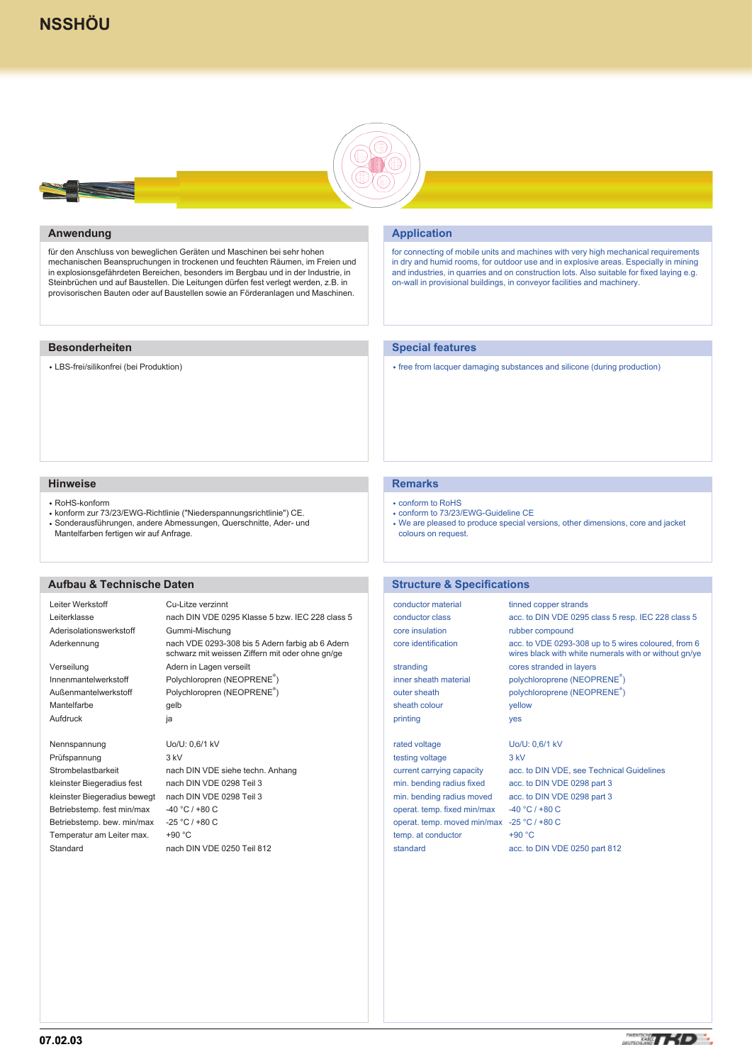# NSSHÖU

## Anwendung

für den Anschluss von beweglichen Geräten und Maschinen bei sehr hohen mechanischen Beanspruchungen in trockenen und feuchten Räumen, im Freien und in explosionsgefährdeten Bereichen, besonders im Bergbau und in der Industrie, in Steinbrüchen und auf Baustellen. Die Leitungen dürfen fest verlegt werden, z.B. in provisorischen Bauten oder auf Baustellen sowie an Förderanlagen und Maschinen.

## Application

for connecting of mobile units and machines with very high mechanical requirements in dry and humid rooms, for outdoor use and in explosive areas. Especially in mining and industries, in quarries and on construction lots. Also suitable for fixed laying e.g. on-wall in provisional buildings, in conveyor facilities and machinery.

## Besonderheiten

- LBS-frei/silikonfrei (bei Produktion)

## Special features

- free from lacquer damaging substances and silicone (during production)

## Hinweise

- RoHS-konform
- konform zur 73/23/EWG-Richtlinie ("Niederspannungsrichtlinie") CE.
- Sonderausführungen, andere Abmessungen, Querschnitte, Ader- und Mantelfarben fertigen wir auf Anfrage.

## Remarks

- conform to RoHS
- conform to 73/23/EWG-Guideline CE
- We are pleased to produce special versions, other dimensions, core and jacket colours on request.

## Aufbau & Technische Daten

| | |
|---|---|
| Leiter Werkstoff | Cu-Litze verzinnt |
| Leiterklasse | nach DIN VDE 0295 Klasse 5 bzw. IEC 228 class 5 |
| Aderisolationswerkstoff | Gummi-Mischung |
| Aderkennung | nach VDE 0293-308 bis 5 Adern farbig ab 6 Adern schwarz mit weissen Ziffern mit oder ohne gn/ge |
| Verseilung | Adern in Lagen verseilt |
| Innenmantelwerkstoff | Polychloropren (NEOPRENE®) |
| Außenmantelwerkstoff | Polychloropren (NEOPRENE®) |
| Mantelfarbe | gelb |
| Aufdruck | ja |
| Nennspannung | Uo/U: 0,6/1 kV |
| Prüfspannung | 3 kV |
| Strombelastbarkeit | nach DIN VDE siehe techn. Anhang |
| kleinster Biegeradius fest | nach DIN VDE 0298 Teil 3 |
| kleinster Biegeradius bewegt | nach DIN VDE 0298 Teil 3 |
| Betriebstemp. fest min/max | -40 °C / +80 C |
| Betriebstemp. bew. min/max | -25 °C / +80 C |
| Temperatur am Leiter max. | +90 °C |
| Standard | nach DIN VDE 0250 Teil 812 |

## Structure & Specifications

| | |
|---|---|
| conductor material | tinned copper strands |
| conductor class | acc. to DIN VDE 0295 class 5 resp. IEC 228 class 5 |
| core insulation | rubber compound |
| core identification | acc. to VDE 0293-308 up to 5 wires coloured, from 6 wires black with white numerals with or without gn/ye |
| stranding | cores stranded in layers |
| inner sheath material | polychloroprene (NEOPRENE®) |
| outer sheath | polychloroprene (NEOPRENE®) |
| sheath colour | yellow |
| printing | yes |
| rated voltage | Uo/U: 0,6/1 kV |
| testing voltage | 3 kV |
| current carrying capacity | acc. to DIN VDE, see Technical Guidelines |
| min. bending radius fixed | acc. to DIN VDE 0298 part 3 |
| min. bending radius moved | acc. to DIN VDE 0298 part 3 |
| operat. temp. fixed min/max | -40 °C / +80 C |
| operat. temp. moved min/max | -25 °C / +80 C |
| temp. at conductor | +90 °C |
| standard | acc. to DIN VDE 0250 part 812 |

07.02.03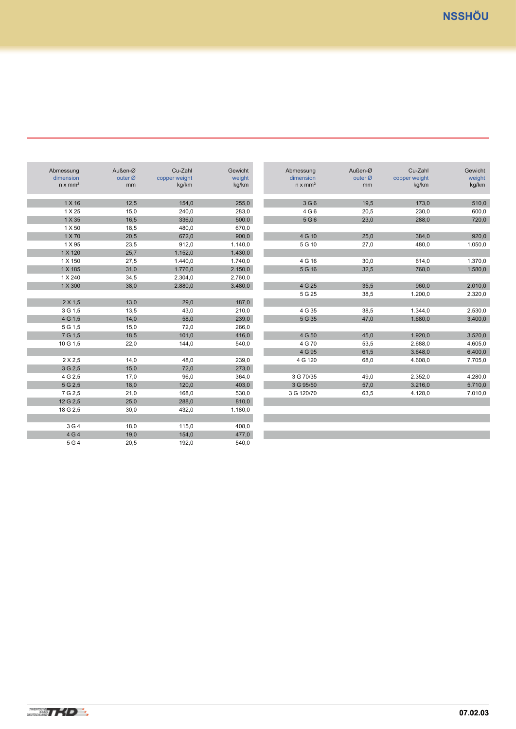# NSSHÖU

| Abmessung<br>dimension<br>n x mm² | Außen-Ø<br>outer Ø<br>mm | Cu-Zahl<br>copper weight<br>kg/km | Gewicht<br>weight<br>kg/km |
|---|---|---|---|
| 1 X 16 | 12,5 | 154,0 | 255,0 |
| 1 X 25 | 15,0 | 240,0 | 283,0 |
| 1 X 35 | 16,5 | 336,0 | 500.0 |
| 1 X 50 | 18,5 | 480,0 | 670,0 |
| 1 X 70 | 20,5 | 672,0 | 900,0 |
| 1 X 95 | 23,5 | 912,0 | 1.140,0 |
| 1 X 120 | 25,7 | 1.152,0 | 1.430,0 |
| 1 X 150 | 27,5 | 1.440,0 | 1.740,0 |
| 1 X 185 | 31,0 | 1.776,0 | 2.150,0 |
| 1 X 240 | 34,5 | 2.304,0 | 2.760,0 |
| 1 X 300 | 38,0 | 2.880,0 | 3.480,0 |
| | | | |
| 2 X 1,5 | 13,0 | 29,0 | 187,0 |
| 3 G 1,5 | 13,5 | 43,0 | 210,0 |
| 4 G 1,5 | 14,0 | 58,0 | 239,0 |
| 5 G 1,5 | 15,0 | 72,0 | 266,0 |
| 7 G 1,5 | 18,5 | 101,0 | 416,0 |
| 10 G 1,5 | 22,0 | 144,0 | 540,0 |
| | | | |
| 2 X 2,5 | 14,0 | 48,0 | 239,0 |
| 3 G 2,5 | 15,0 | 72,0 | 273,0 |
| 4 G 2,5 | 17,0 | 96,0 | 364,0 |
| 5 G 2,5 | 18,0 | 120,0 | 403,0 |
| 7 G 2,5 | 21,0 | 168,0 | 530,0 |
| 12 G 2,5 | 25,0 | 288,0 | 810,0 |
| 18 G 2,5 | 30,0 | 432,0 | 1.180,0 |
| | | | |
| 3 G 4 | 18,0 | 115,0 | 408,0 |
| 4 G 4 | 19,0 | 154,0 | 477,0 |
| 5 G 4 | 20,5 | 192,0 | 540,0 |

| Abmessung<br>dimension<br>n x mm² | Außen-Ø<br>outer Ø<br>mm | Cu-Zahl<br>copper weight<br>kg/km | Gewicht<br>weight<br>kg/km |
|---|---|---|---|
| 3 G 6 | 19,5 | 173,0 | 510,0 |
| 4 G 6 | 20,5 | 230,0 | 600,0 |
| 5 G 6 | 23,0 | 288,0 | 720,0 |
| | | | |
| 4 G 10 | 25,0 | 384,0 | 920,0 |
| 5 G 10 | 27,0 | 480,0 | 1.050,0 |
| | | | |
| 4 G 16 | 30,0 | 614,0 | 1.370,0 |
| 5 G 16 | 32,5 | 768,0 | 1.580,0 |
| | | | |
| 4 G 25 | 35,5 | 960,0 | 2.010,0 |
| 5 G 25 | 38,5 | 1.200,0 | 2.320,0 |
| | | | |
| 4 G 35 | 38,5 | 1.344,0 | 2.530,0 |
| 5 G 35 | 47,0 | 1.680,0 | 3.400,0 |
| | | | |
| 4 G 50 | 45,0 | 1.920,0 | 3.520,0 |
| 4 G 70 | 53,5 | 2.688,0 | 4.605,0 |
| 4 G 95 | 61,5 | 3.648,0 | 6.400,0 |
| 4 G 120 | 68,0 | 4.608,0 | 7.705,0 |
| | | | |
| 3 G 70/35 | 49,0 | 2.352,0 | 4.280,0 |
| 3 G 95/50 | 57,0 | 3.216,0 | 5.710,0 |
| 3 G 120/70 | 63,5 | 4.128,0 | 7.010,0 |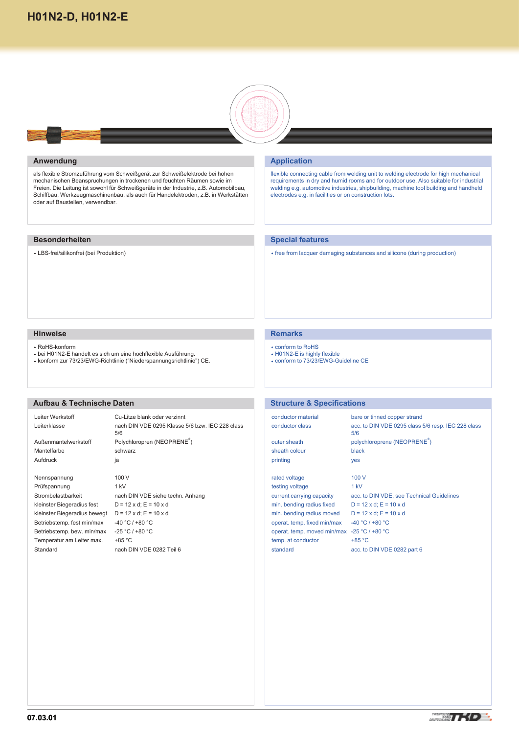# H01N2-D, H01N2-E

## Anwendung

als flexible Stromzuführung vom Schweißgerät zur Schweißelektrode bei hohen mechanischen Beanspruchungen in trockenen und feuchten Räumen sowie im Freien. Die Leitung ist sowohl für Schweißgeräte in der Industrie, z.B. Automobilbau, Schiffbau, Werkzeugmaschinenbau, als auch für Handelektroden, z.B. in Werkstätten oder auf Baustellen, verwendbar.

## Application

flexible connecting cable from welding unit to welding electrode for high mechanical requirements in dry and humid rooms and for outdoor use. Also suitable for industrial welding e.g. automotive industries, shipbuilding, machine tool building and handheld electrodes e.g. in facilities or on construction lots.

## Besonderheiten

- LBS-frei/silikonfrei (bei Produktion)

## Special features

- free from lacquer damaging substances and silicone (during production)

## Hinweise

- RoHS-konform
- bei H01N2-E handelt es sich um eine hochflexible Ausführung.
- konform zur 73/23/EWG-Richtlinie ("Niederspannungsrichtlinie") CE.

## Remarks

- conform to RoHS
- H01N2-E is highly flexible
- conform to 73/23/EWG-Guideline CE

## Aufbau & Technische Daten

| | |
|---|---|
| Leiter Werkstoff | Cu-Litze blank oder verzinnt |
| Leiterklasse | nach DIN VDE 0295 Klasse 5/6 bzw. IEC 228 class 5/6 |
| Außenmantelwerkstoff | Polychloropren (NEOPRENE®) |
| Mantelfarbe | schwarz |
| Aufdruck | ja |
| Nennspannung | 100 V |
| Prüfspannung | 1 kV |
| Strombelastbarkeit | nach DIN VDE siehe techn. Anhang |
| kleinster Biegeradius fest | D = 12 x d; E = 10 x d |
| kleinster Biegeradius bewegt | D = 12 x d; E = 10 x d |
| Betriebstemp. fest min/max | -40 °C / +80 °C |
| Betriebstemp. bew. min/max | -25 °C / +80 °C |
| Temperatur am Leiter max. | +85 °C |
| Standard | nach DIN VDE 0282 Teil 6 |

## Structure & Specifications

| | |
|---|---|
| conductor material | bare or tinned copper strand |
| conductor class | acc. to DIN VDE 0295 class 5/6 resp. IEC 228 class 5/6 |
| outer sheath | polychloroprene (NEOPRENE®) |
| sheath colour | black |
| printing | yes |
| rated voltage | 100 V |
| testing voltage | 1 kV |
| current carrying capacity | acc. to DIN VDE, see Technical Guidelines |
| min. bending radius fixed | D = 12 x d; E = 10 x d |
| min. bending radius moved | D = 12 x d; E = 10 x d |
| operat. temp. fixed min/max | -40 °C / +80 °C |
| operat. temp. moved min/max | -25 °C / +80 °C |
| temp. at conductor | +85 °C |
| standard | acc. to DIN VDE 0282 part 6 |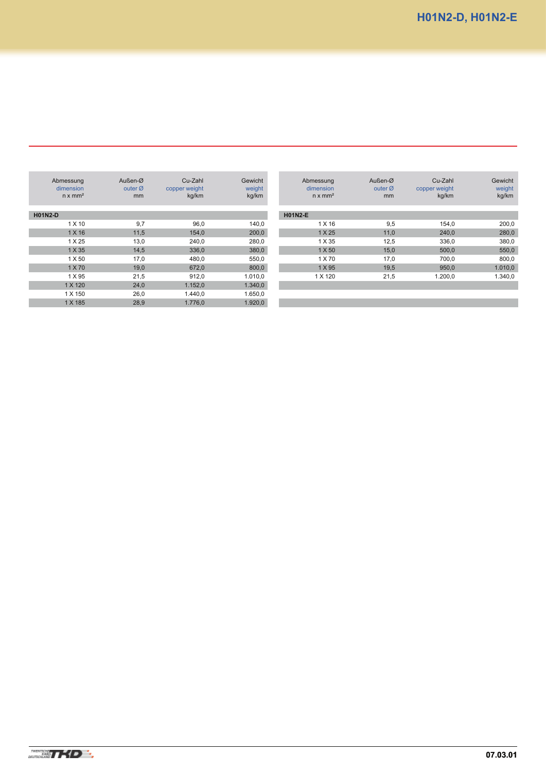# H01N2-D, H01N2-E

| Abmessung<br>dimension<br>n x mm² | Außen-Ø<br>outer Ø<br>mm | Cu-Zahl<br>copper weight<br>kg/km | Gewicht<br>weight<br>kg/km |
|---|---|---|---|
| **H01N2-D** | | | |
| 1 X 10 | 9,7 | 96,0 | 140,0 |
| 1 X 16 | 11,5 | 154,0 | 200,0 |
| 1 X 25 | 13,0 | 240,0 | 280,0 |
| 1 X 35 | 14,5 | 336,0 | 380,0 |
| 1 X 50 | 17,0 | 480,0 | 550,0 |
| 1 X 70 | 19,0 | 672,0 | 800,0 |
| 1 X 95 | 21,5 | 912,0 | 1.010,0 |
| 1 X 120 | 24,0 | 1.152,0 | 1.340,0 |
| 1 X 150 | 26,0 | 1.440,0 | 1.650,0 |
| 1 X 185 | 28,9 | 1.776,0 | 1.920,0 |

| Abmessung<br>dimension<br>n x mm² | Außen-Ø<br>outer Ø<br>mm | Cu-Zahl<br>copper weight<br>kg/km | Gewicht<br>weight<br>kg/km |
|---|---|---|---|
| **H01N2-E** | | | |
| 1 X 16 | 9,5 | 154,0 | 200,0 |
| 1 X 25 | 11,0 | 240,0 | 280,0 |
| 1 X 35 | 12,5 | 336,0 | 380,0 |
| 1 X 50 | 15,0 | 500,0 | 550,0 |
| 1 X 70 | 17,0 | 700,0 | 800,0 |
| 1 X 95 | 19,5 | 950,0 | 1.010,0 |
| 1 X 120 | 21,5 | 1.200,0 | 1.340,0 |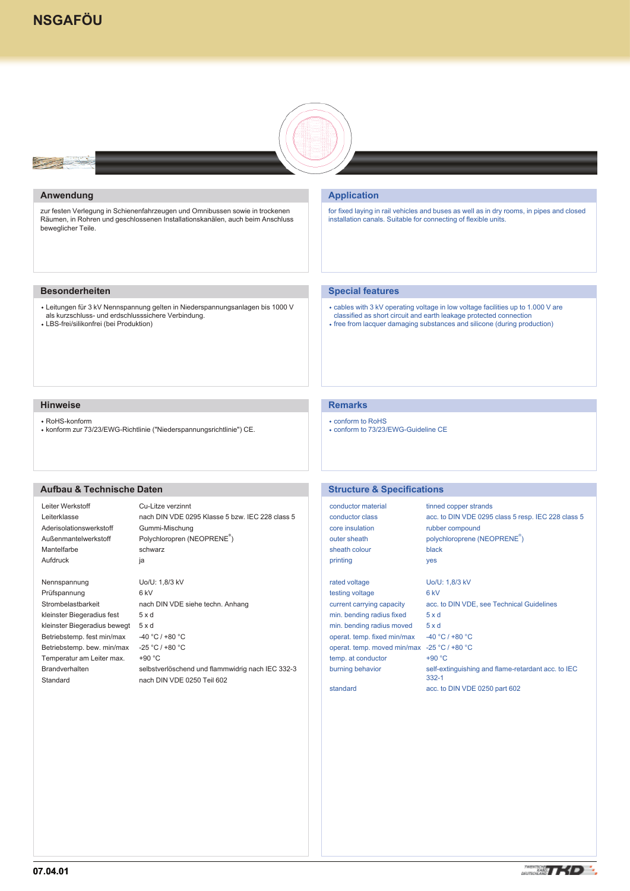# NSGAFÖU

## Anwendung

zur festen Verlegung in Schienenfahrzeugen und Omnibussen sowie in trockenen Räumen, in Rohren und geschlossenen Installationskanälen, auch beim Anschluss beweglicher Teile.

## Application

for fixed laying in rail vehicles and buses as well as in dry rooms, in pipes and closed installation canals. Suitable for connecting of flexible units.

## Besonderheiten

- Leitungen für 3 kV Nennspannung gelten in Niederspannungsanlagen bis 1000 V als kurzschluss- und erdschlusssichere Verbindung.
- LBS-frei/silikonfrei (bei Produktion)

## Special features

- cables with 3 kV operating voltage in low voltage facilities up to 1.000 V are classified as short circuit and earth leakage protected connection
- free from lacquer damaging substances and silicone (during production)

## Hinweise

- RoHS-konform
- konform zur 73/23/EWG-Richtlinie ("Niederspannungsrichtlinie") CE.

## Remarks

- conform to RoHS
- conform to 73/23/EWG-Guideline CE

## Aufbau & Technische Daten

| | |
|---|---|
| Leiter Werkstoff | Cu-Litze verzinnt |
| Leiterklasse | nach DIN VDE 0295 Klasse 5 bzw. IEC 228 class 5 |
| Aderisolationswerkstoff | Gummi-Mischung |
| Außenmantelwerkstoff | Polychloropren (NEOPRENE®) |
| Mantelfarbe | schwarz |
| Aufdruck | ja |
| Nennspannung | Uo/U: 1,8/3 kV |
| Prüfspannung | 6 kV |
| Strombelastbarkeit | nach DIN VDE siehe techn. Anhang |
| kleinster Biegeradius fest | 5 x d |
| kleinster Biegeradius bewegt | 5 x d |
| Betriebstemp. fest min/max | -40 °C / +80 °C |
| Betriebstemp. bew. min/max | -25 °C / +80 °C |
| Temperatur am Leiter max. | +90 °C |
| Brandverhalten | selbstverlöschend und flammwidrig nach IEC 332-3 |
| Standard | nach DIN VDE 0250 Teil 602 |

## Structure & Specifications

| | |
|---|---|
| conductor material | tinned copper strands |
| conductor class | acc. to DIN VDE 0295 class 5 resp. IEC 228 class 5 |
| core insulation | rubber compound |
| outer sheath | polychloroprene (NEOPRENE®) |
| sheath colour | black |
| printing | yes |
| rated voltage | Uo/U: 1,8/3 kV |
| testing voltage | 6 kV |
| current carrying capacity | acc. to DIN VDE, see Technical Guidelines |
| min. bending radius fixed | 5 x d |
| min. bending radius moved | 5 x d |
| operat. temp. fixed min/max | -40 °C / +80 °C |
| operat. temp. moved min/max | -25 °C / +80 °C |
| temp. at conductor | +90 °C |
| burning behavior | self-extinguishing and flame-retardant acc. to IEC 332-1 |
| standard | acc. to DIN VDE 0250 part 602 |

07.04.01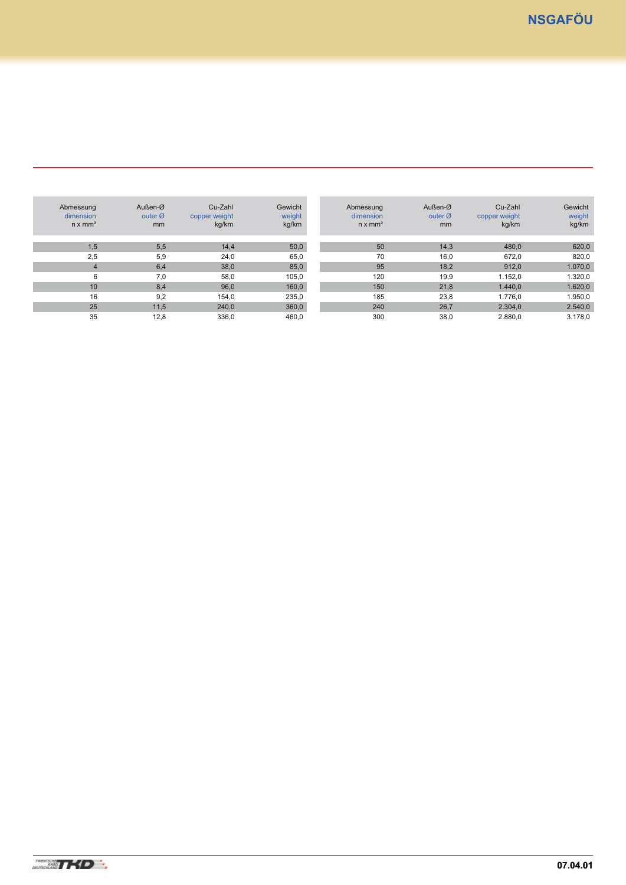# NSGAFÖU

| Abmessung<br>dimension<br>n x mm² | Außen-Ø<br>outer Ø<br>mm | Cu-Zahl<br>copper weight<br>kg/km | Gewicht<br>weight<br>kg/km |
|---|---|---|---|
| 1,5 | 5,5 | 14,4 | 50,0 |
| 2,5 | 5,9 | 24,0 | 65,0 |
| 4 | 6,4 | 38,0 | 85,0 |
| 6 | 7,0 | 58,0 | 105,0 |
| 10 | 8,4 | 96,0 | 160,0 |
| 16 | 9,2 | 154,0 | 235,0 |
| 25 | 11,5 | 240,0 | 360,0 |
| 35 | 12,8 | 336,0 | 460,0 |

| Abmessung<br>dimension<br>n x mm² | Außen-Ø<br>outer Ø<br>mm | Cu-Zahl<br>copper weight<br>kg/km | Gewicht<br>weight<br>kg/km |
|---|---|---|---|
| 50 | 14,3 | 480,0 | 620,0 |
| 70 | 16,0 | 672,0 | 820,0 |
| 95 | 18,2 | 912,0 | 1.070,0 |
| 120 | 19,9 | 1.152,0 | 1.320,0 |
| 150 | 21,8 | 1.440,0 | 1.620,0 |
| 185 | 23,8 | 1.776,0 | 1.950,0 |
| 240 | 26,7 | 2.304,0 | 2.540,0 |
| 300 | 38,0 | 2.880,0 | 3.178,0 |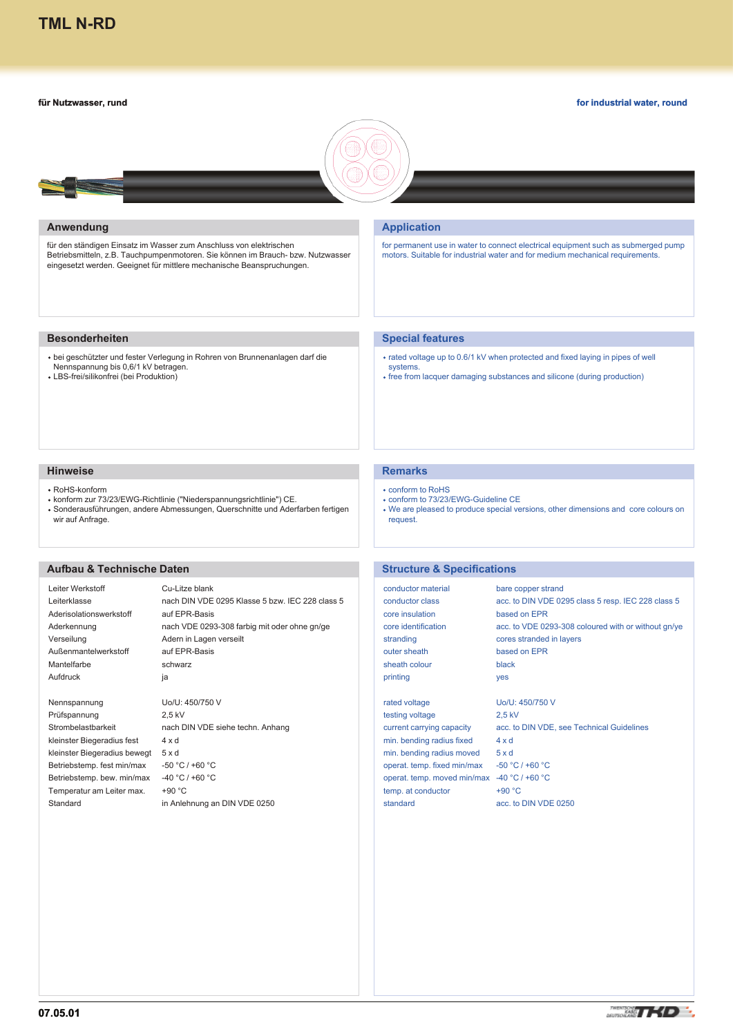# TML N-RD

**für Nutzwasser, rund**

**for industrial water, round**

## Anwendung

für den ständigen Einsatz im Wasser zum Anschluss von elektrischen Betriebsmitteln, z.B. Tauchpumpenmotoren. Sie können im Brauch- bzw. Nutzwasser eingesetzt werden. Geeignet für mittlere mechanische Beanspruchungen.

## Application

for permanent use in water to connect electrical equipment such as submerged pump motors. Suitable for industrial water and for medium mechanical requirements.

## Besonderheiten

- bei geschützter und fester Verlegung in Rohren von Brunnenanlagen darf die Nennspannung bis 0,6/1 kV betragen.
- LBS-frei/silikonfrei (bei Produktion)

## Special features

- rated voltage up to 0.6/1 kV when protected and fixed laying in pipes of well systems.
- free from lacquer damaging substances and silicone (during production)

## Hinweise

- RoHS-konform
- konform zur 73/23/EWG-Richtlinie ("Niederspannungsrichtlinie") CE.
- Sonderausführungen, andere Abmessungen, Querschnitte und Aderfarben fertigen wir auf Anfrage.

## Remarks

- conform to RoHS
- conform to 73/23/EWG-Guideline CE
- We are pleased to produce special versions, other dimensions and core colours on request.

## Aufbau & Technische Daten

| | |
|---|---|
| Leiter Werkstoff | Cu-Litze blank |
| Leiterklasse | nach DIN VDE 0295 Klasse 5 bzw. IEC 228 class 5 |
| Aderisolationswerkstoff | auf EPR-Basis |
| Aderkennung | nach VDE 0293-308 farbig mit oder ohne gn/ge |
| Verseilung | Adern in Lagen verseilt |
| Außenmantelwerkstoff | auf EPR-Basis |
| Mantelfarbe | schwarz |
| Aufdruck | ja |
| Nennspannung | Uo/U: 450/750 V |
| Prüfspannung | 2,5 kV |
| Strombelastbarkeit | nach DIN VDE siehe techn. Anhang |
| kleinster Biegeradius fest | 4 x d |
| kleinster Biegeradius bewegt | 5 x d |
| Betriebstemp. fest min/max | -50 °C / +60 °C |
| Betriebstemp. bew. min/max | -40 °C / +60 °C |
| Temperatur am Leiter max. | +90 °C |
| Standard | in Anlehnung an DIN VDE 0250 |

## Structure & Specifications

| | |
|---|---|
| conductor material | bare copper strand |
| conductor class | acc. to DIN VDE 0295 class 5 resp. IEC 228 class 5 |
| core insulation | based on EPR |
| core identification | acc. to VDE 0293-308 coloured with or without gn/ye |
| stranding | cores stranded in layers |
| outer sheath | based on EPR |
| sheath colour | black |
| printing | yes |
| rated voltage | Uo/U: 450/750 V |
| testing voltage | 2,5 kV |
| current carrying capacity | acc. to DIN VDE, see Technical Guidelines |
| min. bending radius fixed | 4 x d |
| min. bending radius moved | 5 x d |
| operat. temp. fixed min/max | -50 °C / +60 °C |
| operat. temp. moved min/max | -40 °C / +60 °C |
| temp. at conductor | +90 °C |
| standard | acc. to DIN VDE 0250 |

07.05.01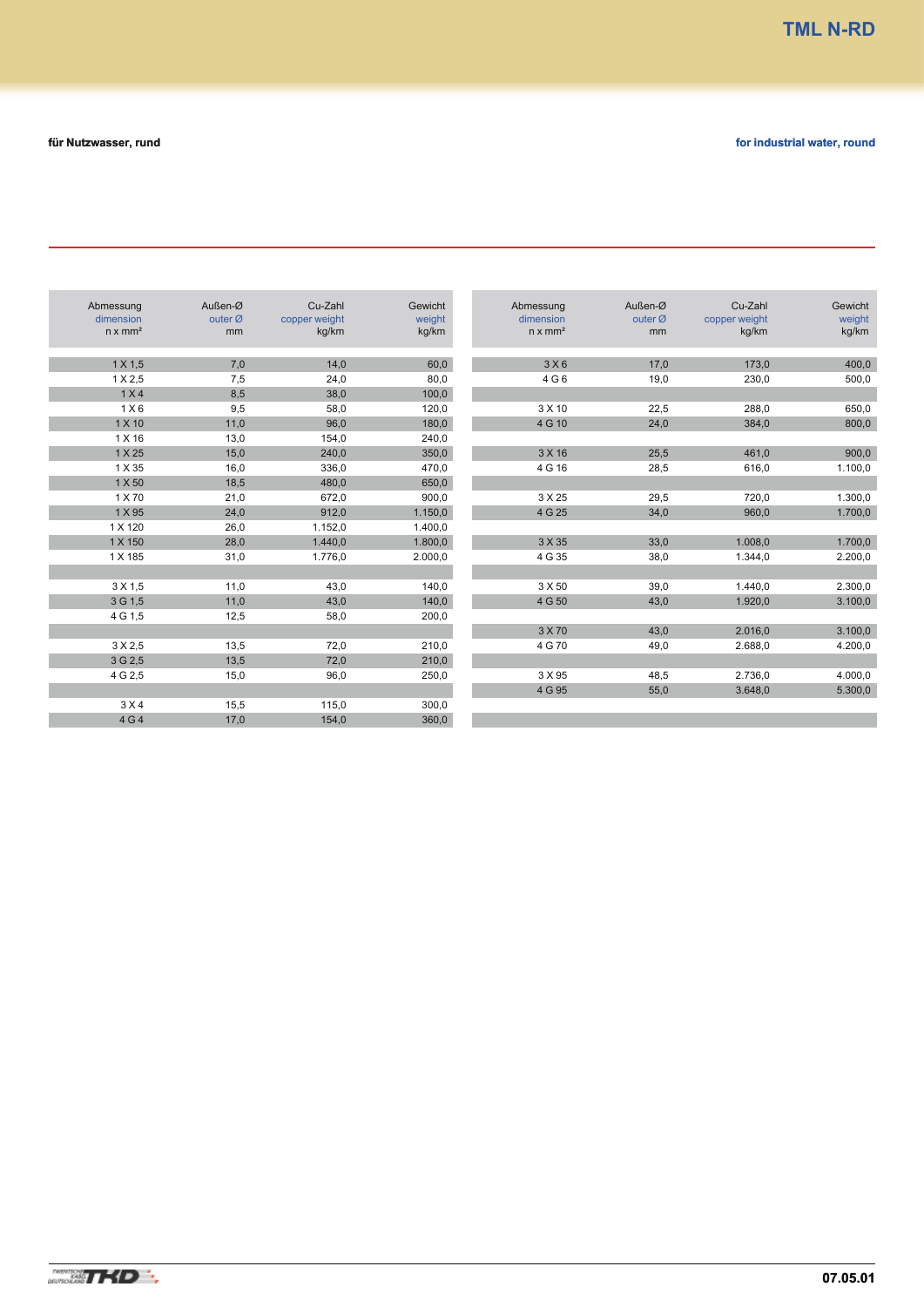# TML N-RD

**für Nutzwasser, rund**

**for industrial water, round**

| Abmessung dimension n x mm² | Außen-Ø outer Ø mm | Cu-Zahl copper weight kg/km | Gewicht weight kg/km |
|---|---|---|---|
| 1 X 1,5 | 7,0 | 14,0 | 60,0 |
| 1 X 2,5 | 7,5 | 24,0 | 80,0 |
| 1 X 4 | 8,5 | 38,0 | 100,0 |
| 1 X 6 | 9,5 | 58,0 | 120,0 |
| 1 X 10 | 11,0 | 96,0 | 180,0 |
| 1 X 16 | 13,0 | 154,0 | 240,0 |
| 1 X 25 | 15,0 | 240,0 | 350,0 |
| 1 X 35 | 16,0 | 336,0 | 470,0 |
| 1 X 50 | 18,5 | 480,0 | 650,0 |
| 1 X 70 | 21,0 | 672,0 | 900,0 |
| 1 X 95 | 24,0 | 912,0 | 1.150,0 |
| 1 X 120 | 26,0 | 1.152,0 | 1.400,0 |
| 1 X 150 | 28,0 | 1.440,0 | 1.800,0 |
| 1 X 185 | 31,0 | 1.776,0 | 2.000,0 |
| | | | |
| 3 X 1,5 | 11,0 | 43,0 | 140,0 |
| 3 G 1,5 | 11,0 | 43,0 | 140,0 |
| 4 G 1,5 | 12,5 | 58,0 | 200,0 |
| | | | |
| 3 X 2,5 | 13,5 | 72,0 | 210,0 |
| 3 G 2,5 | 13,5 | 72,0 | 210,0 |
| 4 G 2,5 | 15,0 | 96,0 | 250,0 |
| | | | |
| 3 X 4 | 15,5 | 115,0 | 300,0 |
| 4 G 4 | 17,0 | 154,0 | 360,0 |

| Abmessung dimension n x mm² | Außen-Ø outer Ø mm | Cu-Zahl copper weight kg/km | Gewicht weight kg/km |
|---|---|---|---|
| 3 X 6 | 17,0 | 173,0 | 400,0 |
| 4 G 6 | 19,0 | 230,0 | 500,0 |
| | | | |
| 3 X 10 | 22,5 | 288,0 | 650,0 |
| 4 G 10 | 24,0 | 384,0 | 800,0 |
| | | | |
| 3 X 16 | 25,5 | 461,0 | 900,0 |
| 4 G 16 | 28,5 | 616,0 | 1.100,0 |
| | | | |
| 3 X 25 | 29,5 | 720,0 | 1.300,0 |
| 4 G 25 | 34,0 | 960,0 | 1.700,0 |
| | | | |
| 3 X 35 | 33,0 | 1.008,0 | 1.700,0 |
| 4 G 35 | 38,0 | 1.344,0 | 2.200,0 |
| | | | |
| 3 X 50 | 39,0 | 1.440,0 | 2.300,0 |
| 4 G 50 | 43,0 | 1.920,0 | 3.100,0 |
| | | | |
| 3 X 70 | 43,0 | 2.016,0 | 3.100,0 |
| 4 G 70 | 49,0 | 2.688,0 | 4.200,0 |
| | | | |
| 3 X 95 | 48,5 | 2.736,0 | 4.000,0 |
| 4 G 95 | 55,0 | 3.648,0 | 5.300,0 |

07.05.01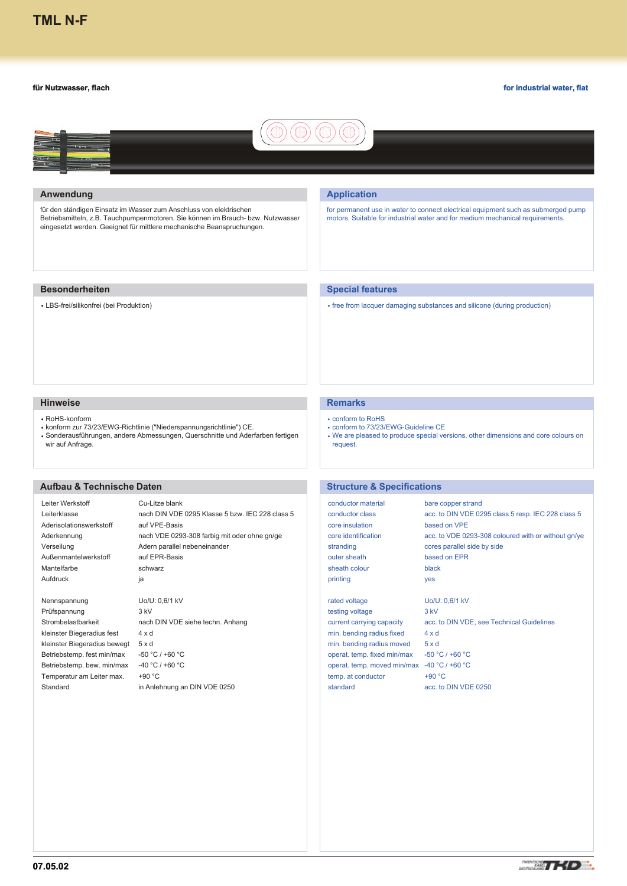# TML N-F

**für Nutzwasser, flach**

**for industrial water, flat**

## Anwendung

für den ständigen Einsatz im Wasser zum Anschluss von elektrischen Betriebsmitteln, z.B. Tauchpumpenmotoren. Sie können im Brauch- bzw. Nutzwasser eingesetzt werden. Geeignet für mittlere mechanische Beanspruchungen.

## Application

for permanent use in water to connect electrical equipment such as submerged pump motors. Suitable for industrial water and for medium mechanical requirements.

## Besonderheiten

- LBS-frei/silikonfrei (bei Produktion)

## Special features

- free from lacquer damaging substances and silicone (during production)

## Hinweise

- RoHS-konform
- konform zur 73/23/EWG-Richtlinie ("Niederspannungsrichtlinie") CE.
- Sonderausführungen, andere Abmessungen, Querschnitte und Aderfarben fertigen wir auf Anfrage.

## Remarks

- conform to RoHS
- conform to 73/23/EWG-Guideline CE
- We are pleased to produce special versions, other dimensions and core colours on request.

## Aufbau & Technische Daten

| | |
|---|---|
| Leiter Werkstoff | Cu-Litze blank |
| Leiterklasse | nach DIN VDE 0295 Klasse 5 bzw. IEC 228 class 5 |
| Aderisolationswerkstoff | auf VPE-Basis |
| Aderkennung | nach VDE 0293-308 farbig mit oder ohne gn/ge |
| Verseilung | Adern parallel nebeneinander |
| Außenmantelwerkstoff | auf EPR-Basis |
| Mantelfarbe | schwarz |
| Aufdruck | ja |
| | |
| Nennspannung | Uo/U: 0,6/1 kV |
| Prüfspannung | 3 kV |
| Strombelastbarkeit | nach DIN VDE siehe techn. Anhang |
| kleinster Biegeradius fest | 4 x d |
| kleinster Biegeradius bewegt | 5 x d |
| Betriebstemp. fest min/max | -50 °C / +60 °C |
| Betriebstemp. bew. min/max | -40 °C / +60 °C |
| Temperatur am Leiter max. | +90 °C |
| Standard | in Anlehnung an DIN VDE 0250 |

## Structure & Specifications

| | |
|---|---|
| conductor material | bare copper strand |
| conductor class | acc. to DIN VDE 0295 class 5 resp. IEC 228 class 5 |
| core insulation | based on VPE |
| core identification | acc. to VDE 0293-308 coloured with or without gn/ye |
| stranding | cores parallel side by side |
| outer sheath | based on EPR |
| sheath colour | black |
| printing | yes |
| | |
| rated voltage | Uo/U: 0,6/1 kV |
| testing voltage | 3 kV |
| current carrying capacity | acc. to DIN VDE, see Technical Guidelines |
| min. bending radius fixed | 4 x d |
| min. bending radius moved | 5 x d |
| operat. temp. fixed min/max | -50 °C / +60 °C |
| operat. temp. moved min/max | -40 °C / +60 °C |
| temp. at conductor | +90 °C |
| standard | acc. to DIN VDE 0250 |

07.05.02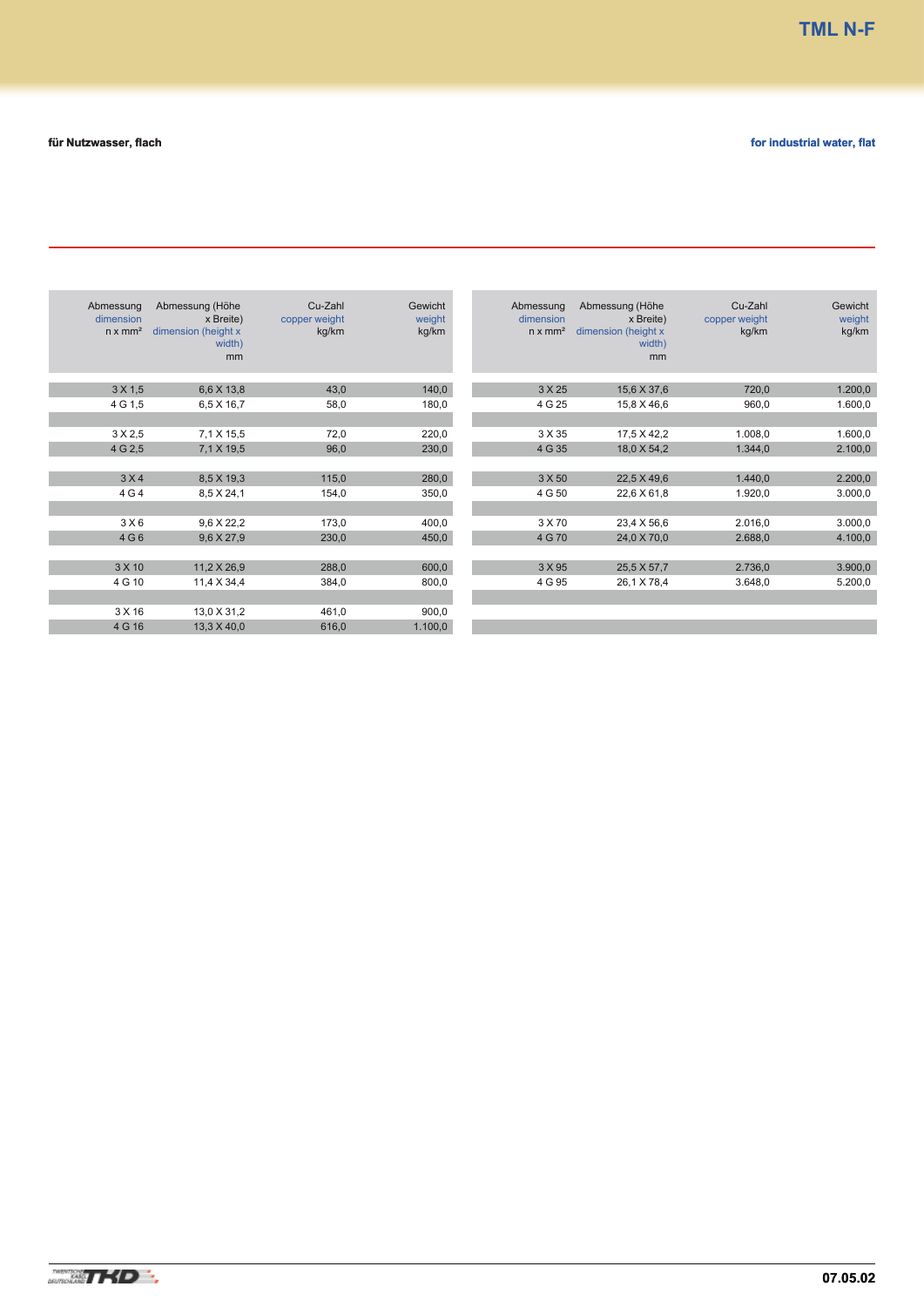# TML N-F

**für Nutzwasser, flach**

**for industrial water, flat**

| Abmessung dimension n x mm² | Abmessung (Höhe x Breite) dimension (height x width) mm | Cu-Zahl copper weight kg/km | Gewicht weight kg/km |
|---|---|---|---|
| 3 X 1,5 | 6,6 X 13,8 | 43,0 | 140,0 |
| 4 G 1,5 | 6,5 X 16,7 | 58,0 | 180,0 |
| 3 X 2,5 | 7,1 X 15,5 | 72,0 | 220,0 |
| 4 G 2,5 | 7,1 X 19,5 | 96,0 | 230,0 |
| 3 X 4 | 8,5 X 19,3 | 115,0 | 280,0 |
| 4 G 4 | 8,5 X 24,1 | 154,0 | 350,0 |
| 3 X 6 | 9,6 X 22,2 | 173,0 | 400,0 |
| 4 G 6 | 9,6 X 27,9 | 230,0 | 450,0 |
| 3 X 10 | 11,2 X 26,9 | 288,0 | 600,0 |
| 4 G 10 | 11,4 X 34,4 | 384,0 | 800,0 |
| 3 X 16 | 13,0 X 31,2 | 461,0 | 900,0 |
| 4 G 16 | 13,3 X 40,0 | 616,0 | 1.100,0 |
| 3 X 25 | 15,6 X 37,6 | 720,0 | 1.200,0 |
| 4 G 25 | 15,8 X 46,6 | 960,0 | 1.600,0 |
| 3 X 35 | 17,5 X 42,2 | 1.008,0 | 1.600,0 |
| 4 G 35 | 18,0 X 54,2 | 1.344,0 | 2.100,0 |
| 3 X 50 | 22,5 X 49,6 | 1.440,0 | 2.200,0 |
| 4 G 50 | 22,6 X 61,8 | 1.920,0 | 3.000,0 |
| 3 X 70 | 23,4 X 56,6 | 2.016,0 | 3.000,0 |
| 4 G 70 | 24,0 X 70,0 | 2.688,0 | 4.100,0 |
| 3 X 95 | 25,5 X 57,7 | 2.736,0 | 3.900,0 |
| 4 G 95 | 26,1 X 78,4 | 3.648,0 | 5.200,0 |

07.05.02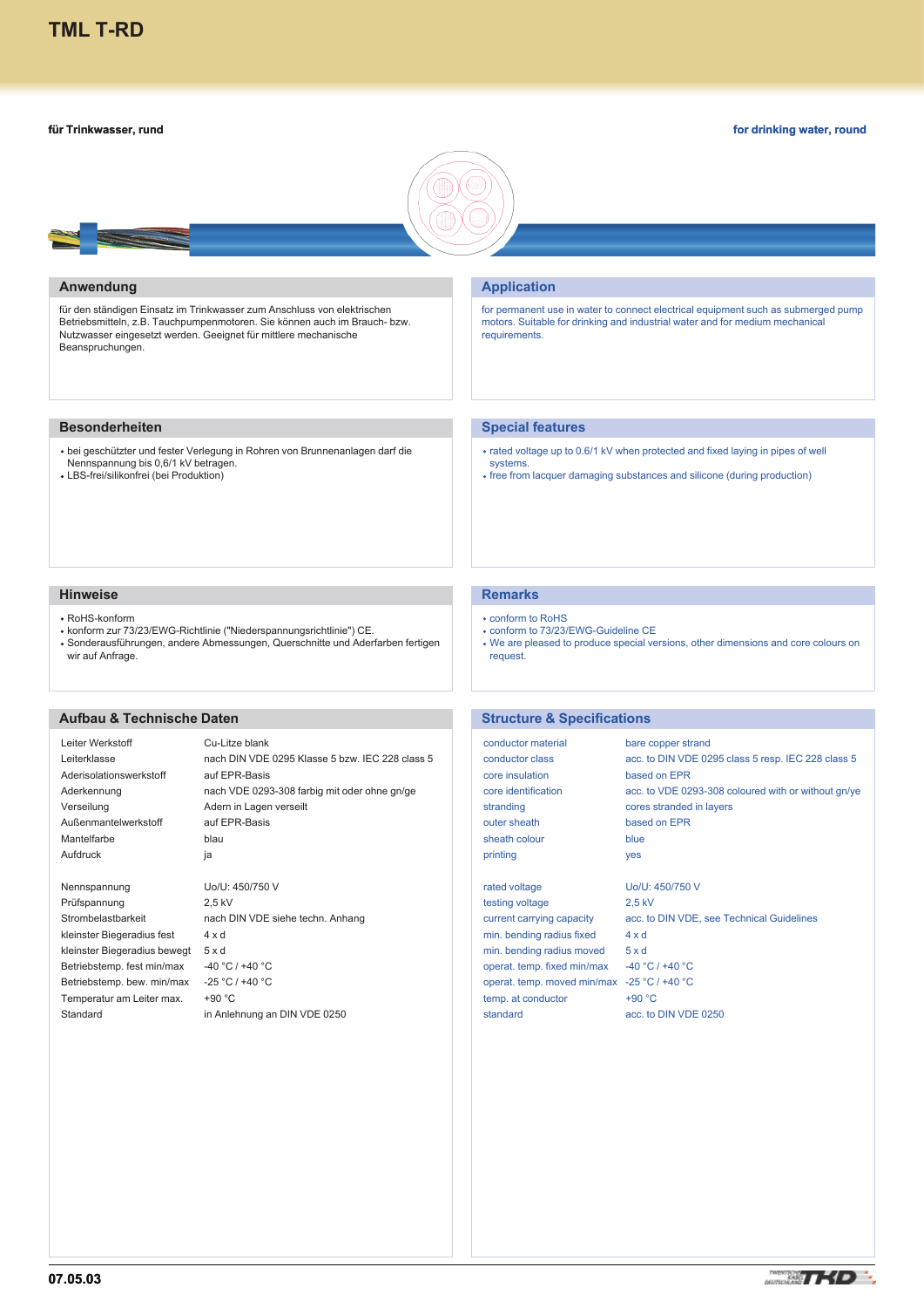# TML T-RD

**für Trinkwasser, rund**

**for drinking water, round**

## Anwendung

für den ständigen Einsatz im Trinkwasser zum Anschluss von elektrischen Betriebsmitteln, z.B. Tauchpumpenmotoren. Sie können auch im Brauch- bzw. Nutzwasser eingesetzt werden. Geeignet für mittlere mechanische Beanspruchungen.

## Application

for permanent use in water to connect electrical equipment such as submerged pump motors. Suitable for drinking and industrial water and for medium mechanical requirements.

## Besonderheiten

- bei geschützter und fester Verlegung in Rohren von Brunnenanlagen darf die Nennspannung bis 0,6/1 kV betragen.
- LBS-frei/silikonfrei (bei Produktion)

## Special features

- rated voltage up to 0.6/1 kV when protected and fixed laying in pipes of well systems.
- free from lacquer damaging substances and silicone (during production)

## Hinweise

- RoHS-konform
- konform zur 73/23/EWG-Richtlinie ("Niederspannungsrichtlinie") CE.
- Sonderausführungen, andere Abmessungen, Querschnitte und Aderfarben fertigen wir auf Anfrage.

## Remarks

- conform to RoHS
- conform to 73/23/EWG-Guideline CE
- We are pleased to produce special versions, other dimensions and core colours on request.

## Aufbau & Technische Daten

| | |
|---|---|
| Leiter Werkstoff | Cu-Litze blank |
| Leiterklasse | nach DIN VDE 0295 Klasse 5 bzw. IEC 228 class 5 |
| Aderisolationswerkstoff | auf EPR-Basis |
| Aderkennung | nach VDE 0293-308 farbig mit oder ohne gn/ge |
| Verseilung | Adern in Lagen verseilt |
| Außenmantelwerkstoff | auf EPR-Basis |
| Mantelfarbe | blau |
| Aufdruck | ja |
| Nennspannung | Uo/U: 450/750 V |
| Prüfspannung | 2,5 kV |
| Strombelastbarkeit | nach DIN VDE siehe techn. Anhang |
| kleinster Biegeradius fest | 4 x d |
| kleinster Biegeradius bewegt | 5 x d |
| Betriebstemp. fest min/max | -40 °C / +40 °C |
| Betriebstemp. bew. min/max | -25 °C / +40 °C |
| Temperatur am Leiter max. | +90 °C |
| Standard | in Anlehnung an DIN VDE 0250 |

## Structure & Specifications

| | |
|---|---|
| conductor material | bare copper strand |
| conductor class | acc. to DIN VDE 0295 class 5 resp. IEC 228 class 5 |
| core insulation | based on EPR |
| core identification | acc. to VDE 0293-308 coloured with or without gn/ye |
| stranding | cores stranded in layers |
| outer sheath | based on EPR |
| sheath colour | blue |
| printing | yes |
| rated voltage | Uo/U: 450/750 V |
| testing voltage | 2,5 kV |
| current carrying capacity | acc. to DIN VDE, see Technical Guidelines |
| min. bending radius fixed | 4 x d |
| min. bending radius moved | 5 x d |
| operat. temp. fixed min/max | -40 °C / +40 °C |
| operat. temp. moved min/max | -25 °C / +40 °C |
| temp. at conductor | +90 °C |
| standard | acc. to DIN VDE 0250 |

07.05.03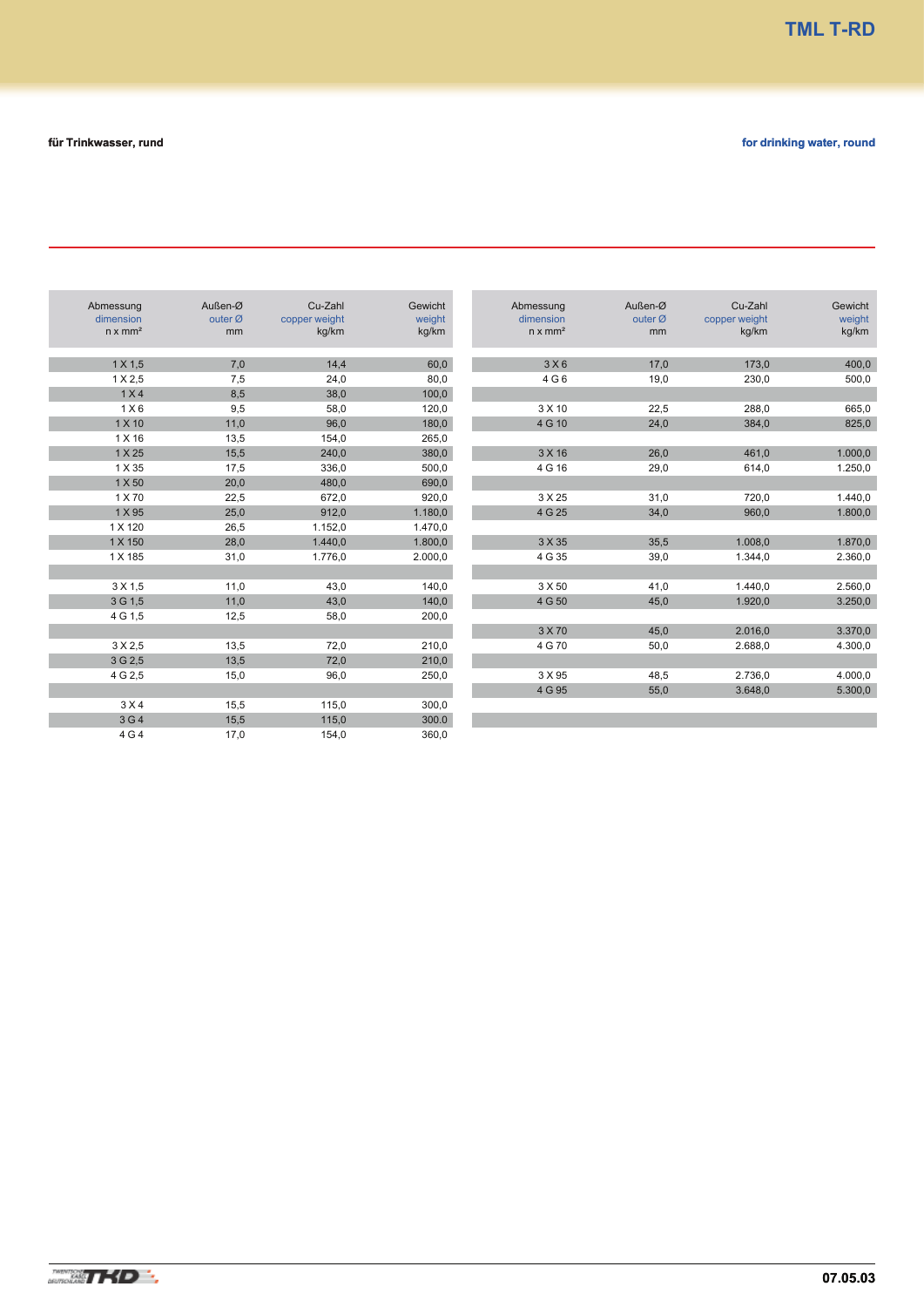# TML T-RD

**für Trinkwasser, rund**

**for drinking water, round**

| Abmessung dimension n x mm² | Außen-Ø outer Ø mm | Cu-Zahl copper weight kg/km | Gewicht weight kg/km |
|---|---|---|---|
| 1 X 1,5 | 7,0 | 14,4 | 60,0 |
| 1 X 2,5 | 7,5 | 24,0 | 80,0 |
| 1 X 4 | 8,5 | 38,0 | 100,0 |
| 1 X 6 | 9,5 | 58,0 | 120,0 |
| 1 X 10 | 11,0 | 96,0 | 180,0 |
| 1 X 16 | 13,5 | 154,0 | 265,0 |
| 1 X 25 | 15,5 | 240,0 | 380,0 |
| 1 X 35 | 17,5 | 336,0 | 500,0 |
| 1 X 50 | 20,0 | 480,0 | 690,0 |
| 1 X 70 | 22,5 | 672,0 | 920,0 |
| 1 X 95 | 25,0 | 912,0 | 1.180,0 |
| 1 X 120 | 26,5 | 1.152,0 | 1.470,0 |
| 1 X 150 | 28,0 | 1.440,0 | 1.800,0 |
| 1 X 185 | 31,0 | 1.776,0 | 2.000,0 |
| | | | |
| 3 X 1,5 | 11,0 | 43,0 | 140,0 |
| 3 G 1,5 | 11,0 | 43,0 | 140,0 |
| 4 G 1,5 | 12,5 | 58,0 | 200,0 |
| | | | |
| 3 X 2,5 | 13,5 | 72,0 | 210,0 |
| 3 G 2,5 | 13,5 | 72,0 | 210,0 |
| 4 G 2,5 | 15,0 | 96,0 | 250,0 |
| | | | |
| 3 X 4 | 15,5 | 115,0 | 300,0 |
| 3 G 4 | 15,5 | 115,0 | 300.0 |
| 4 G 4 | 17,0 | 154,0 | 360,0 |

| Abmessung dimension n x mm² | Außen-Ø outer Ø mm | Cu-Zahl copper weight kg/km | Gewicht weight kg/km |
|---|---|---|---|
| 3 X 6 | 17,0 | 173,0 | 400,0 |
| 4 G 6 | 19,0 | 230,0 | 500,0 |
| | | | |
| 3 X 10 | 22,5 | 288,0 | 665,0 |
| 4 G 10 | 24,0 | 384,0 | 825,0 |
| | | | |
| 3 X 16 | 26,0 | 461,0 | 1.000,0 |
| 4 G 16 | 29,0 | 614,0 | 1.250,0 |
| | | | |
| 3 X 25 | 31,0 | 720,0 | 1.440,0 |
| 4 G 25 | 34,0 | 960,0 | 1.800,0 |
| | | | |
| 3 X 35 | 35,5 | 1.008,0 | 1.870,0 |
| 4 G 35 | 39,0 | 1.344,0 | 2.360,0 |
| | | | |
| 3 X 50 | 41,0 | 1.440,0 | 2.560,0 |
| 4 G 50 | 45,0 | 1.920,0 | 3.250,0 |
| | | | |
| 3 X 70 | 45,0 | 2.016,0 | 3.370,0 |
| 4 G 70 | 50,0 | 2.688,0 | 4.300,0 |
| | | | |
| 3 X 95 | 48,5 | 2.736,0 | 4.000,0 |
| 4 G 95 | 55,0 | 3.648,0 | 5.300,0 |

07.05.03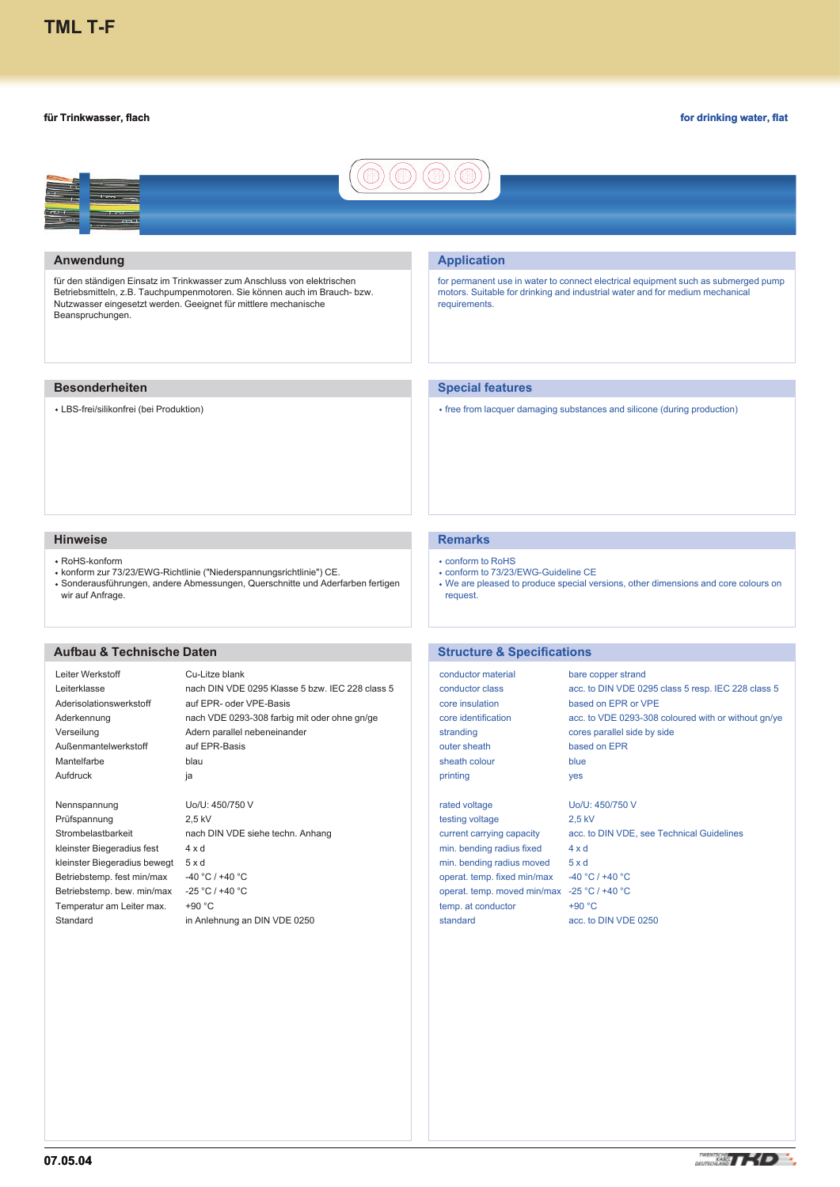# TML T-F

**für Trinkwasser, flach**

**for drinking water, flat**

## Anwendung

für den ständigen Einsatz im Trinkwasser zum Anschluss von elektrischen Betriebsmitteln, z.B. Tauchpumpenmotoren. Sie können auch im Brauch- bzw. Nutzwasser eingesetzt werden. Geeignet für mittlere mechanische Beanspruchungen.

## Application

for permanent use in water to connect electrical equipment such as submerged pump motors. Suitable for drinking and industrial water and for medium mechanical requirements.

## Besonderheiten

- LBS-frei/silikonfrei (bei Produktion)

## Special features

- free from lacquer damaging substances and silicone (during production)

## Hinweise

- RoHS-konform
- konform zur 73/23/EWG-Richtlinie ("Niederspannungsrichtlinie") CE.
- Sonderausführungen, andere Abmessungen, Querschnitte und Aderfarben fertigen wir auf Anfrage.

## Remarks

- conform to RoHS
- conform to 73/23/EWG-Guideline CE
- We are pleased to produce special versions, other dimensions and core colours on request.

## Aufbau & Technische Daten

| | |
|---|---|
| Leiter Werkstoff | Cu-Litze blank |
| Leiterklasse | nach DIN VDE 0295 Klasse 5 bzw. IEC 228 class 5 |
| Aderisolationswerkstoff | auf EPR- oder VPE-Basis |
| Aderkennung | nach VDE 0293-308 farbig mit oder ohne gn/ge |
| Verseilung | Adern parallel nebeneinander |
| Außenmantelwerkstoff | auf EPR-Basis |
| Mantelfarbe | blau |
| Aufdruck | ja |
| Nennspannung | Uo/U: 450/750 V |
| Prüfspannung | 2,5 kV |
| Strombelastbarkeit | nach DIN VDE siehe techn. Anhang |
| kleinster Biegeradius fest | 4 x d |
| kleinster Biegeradius bewegt | 5 x d |
| Betriebstemp. fest min/max | -40 °C / +40 °C |
| Betriebstemp. bew. min/max | -25 °C / +40 °C |
| Temperatur am Leiter max. | +90 °C |
| Standard | in Anlehnung an DIN VDE 0250 |

## Structure & Specifications

| | |
|---|---|
| conductor material | bare copper strand |
| conductor class | acc. to DIN VDE 0295 class 5 resp. IEC 228 class 5 |
| core insulation | based on EPR or VPE |
| core identification | acc. to VDE 0293-308 coloured with or without gn/ye |
| stranding | cores parallel side by side |
| outer sheath | based on EPR |
| sheath colour | blue |
| printing | yes |
| rated voltage | Uo/U: 450/750 V |
| testing voltage | 2,5 kV |
| current carrying capacity | acc. to DIN VDE, see Technical Guidelines |
| min. bending radius fixed | 4 x d |
| min. bending radius moved | 5 x d |
| operat. temp. fixed min/max | -40 °C / +40 °C |
| operat. temp. moved min/max | -25 °C / +40 °C |
| temp. at conductor | +90 °C |
| standard | acc. to DIN VDE 0250 |

07.05.04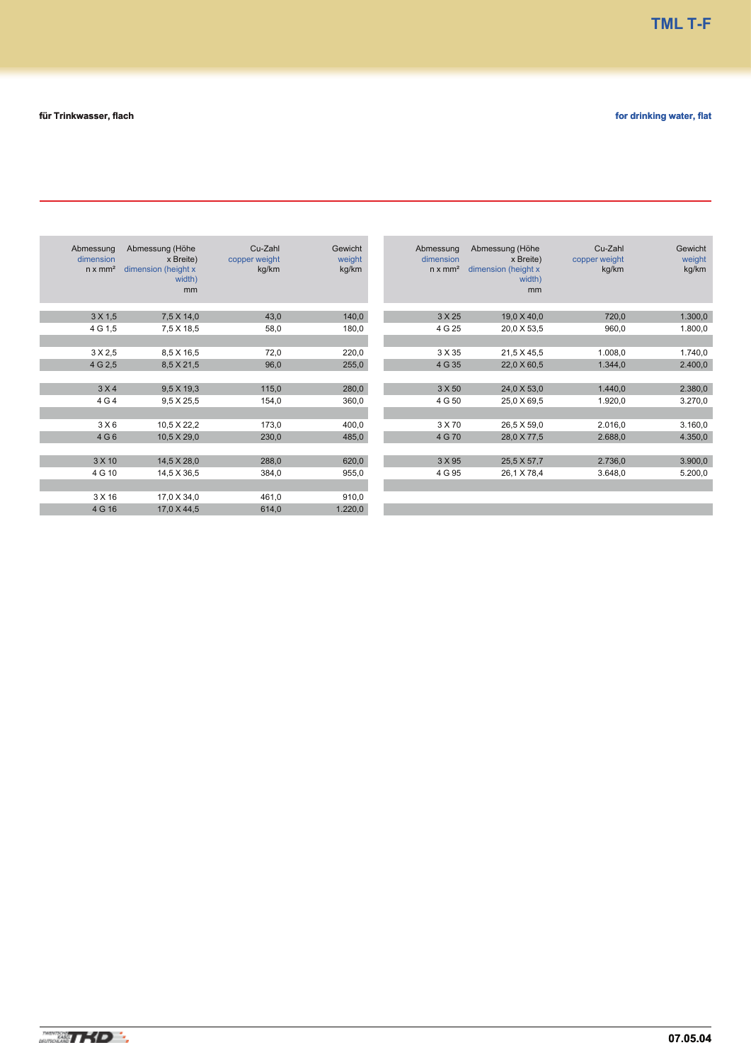# TML T-F

**für Trinkwasser, flach**

**for drinking water, flat**

| Abmessung dimension n x mm² | Abmessung (Höhe x Breite) dimension (height x width) mm | Cu-Zahl copper weight kg/km | Gewicht weight kg/km |
|---|---|---|---|
| 3 X 1,5 | 7,5 X 14,0 | 43,0 | 140,0 |
| 4 G 1,5 | 7,5 X 18,5 | 58,0 | 180,0 |
| 3 X 2,5 | 8,5 X 16,5 | 72,0 | 220,0 |
| 4 G 2,5 | 8,5 X 21,5 | 96,0 | 255,0 |
| 3 X 4 | 9,5 X 19,3 | 115,0 | 280,0 |
| 4 G 4 | 9,5 X 25,5 | 154,0 | 360,0 |
| 3 X 6 | 10,5 X 22,2 | 173,0 | 400,0 |
| 4 G 6 | 10,5 X 29,0 | 230,0 | 485,0 |
| 3 X 10 | 14,5 X 28,0 | 288,0 | 620,0 |
| 4 G 10 | 14,5 X 36,5 | 384,0 | 955,0 |
| 3 X 16 | 17,0 X 34,0 | 461,0 | 910,0 |
| 4 G 16 | 17,0 X 44,5 | 614,0 | 1.220,0 |
| 3 X 25 | 19,0 X 40,0 | 720,0 | 1.300,0 |
| 4 G 25 | 20,0 X 53,5 | 960,0 | 1.800,0 |
| 3 X 35 | 21,5 X 45,5 | 1.008,0 | 1.740,0 |
| 4 G 35 | 22,0 X 60,5 | 1.344,0 | 2.400,0 |
| 3 X 50 | 24,0 X 53,0 | 1.440,0 | 2.380,0 |
| 4 G 50 | 25,0 X 69,5 | 1.920,0 | 3.270,0 |
| 3 X 70 | 26,5 X 59,0 | 2.016,0 | 3.160,0 |
| 4 G 70 | 28,0 X 77,5 | 2.688,0 | 4.350,0 |
| 3 X 95 | 25,5 X 57,7 | 2.736,0 | 3.900,0 |
| 4 G 95 | 26,1 X 78,4 | 3.648,0 | 5.200,0 |

07.05.04